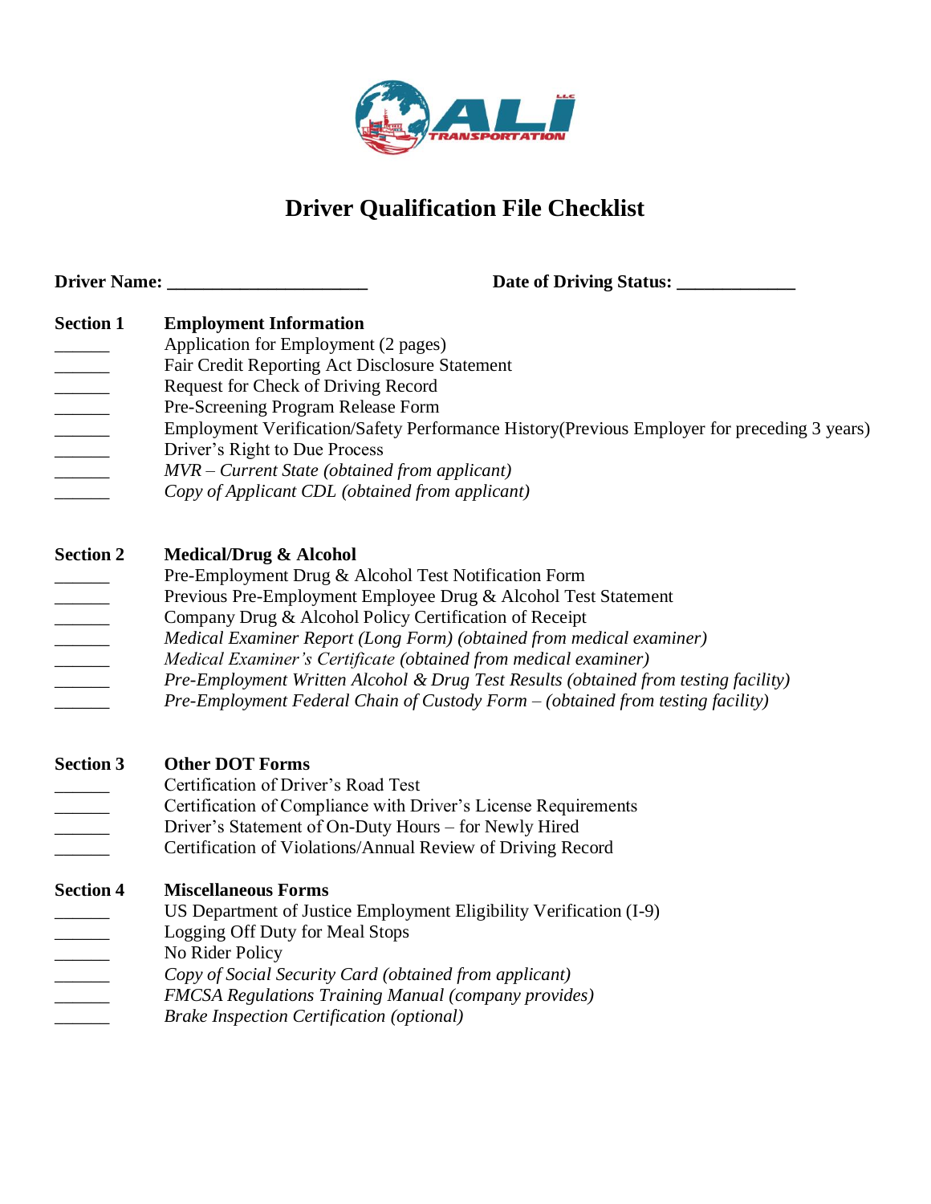# Driver Qualification File Checklist

**Driver Name: ______________________** **Date of Driving Status: _____________**

**Section 1** **Employment Information**

______ Application for Employment (2 pages)
______ Fair Credit Reporting Act Disclosure Statement
______ Request for Check of Driving Record
______ Pre-Screening Program Release Form
______ Employment Verification/Safety Performance History(Previous Employer for preceding 3 years)
______ Driver's Right to Due Process
______ *MVR – Current State (obtained from applicant)*
______ *Copy of Applicant CDL (obtained from applicant)*

**Section 2** **Medical/Drug & Alcohol**

______ Pre-Employment Drug & Alcohol Test Notification Form
______ Previous Pre-Employment Employee Drug & Alcohol Test Statement
______ Company Drug & Alcohol Policy Certification of Receipt
______ *Medical Examiner Report (Long Form) (obtained from medical examiner)*
______ *Medical Examiner's Certificate (obtained from medical examiner)*
______ *Pre-Employment Written Alcohol & Drug Test Results (obtained from testing facility)*
______ *Pre-Employment Federal Chain of Custody Form – (obtained from testing facility)*

**Section 3** **Other DOT Forms**

______ Certification of Driver's Road Test
______ Certification of Compliance with Driver's License Requirements
______ Driver's Statement of On-Duty Hours – for Newly Hired
______ Certification of Violations/Annual Review of Driving Record

**Section 4** **Miscellaneous Forms**

______ US Department of Justice Employment Eligibility Verification (I-9)
______ Logging Off Duty for Meal Stops
______ No Rider Policy
______ *Copy of Social Security Card (obtained from applicant)*
______ *FMCSA Regulations Training Manual (company provides)*
______ *Brake Inspection Certification (optional)*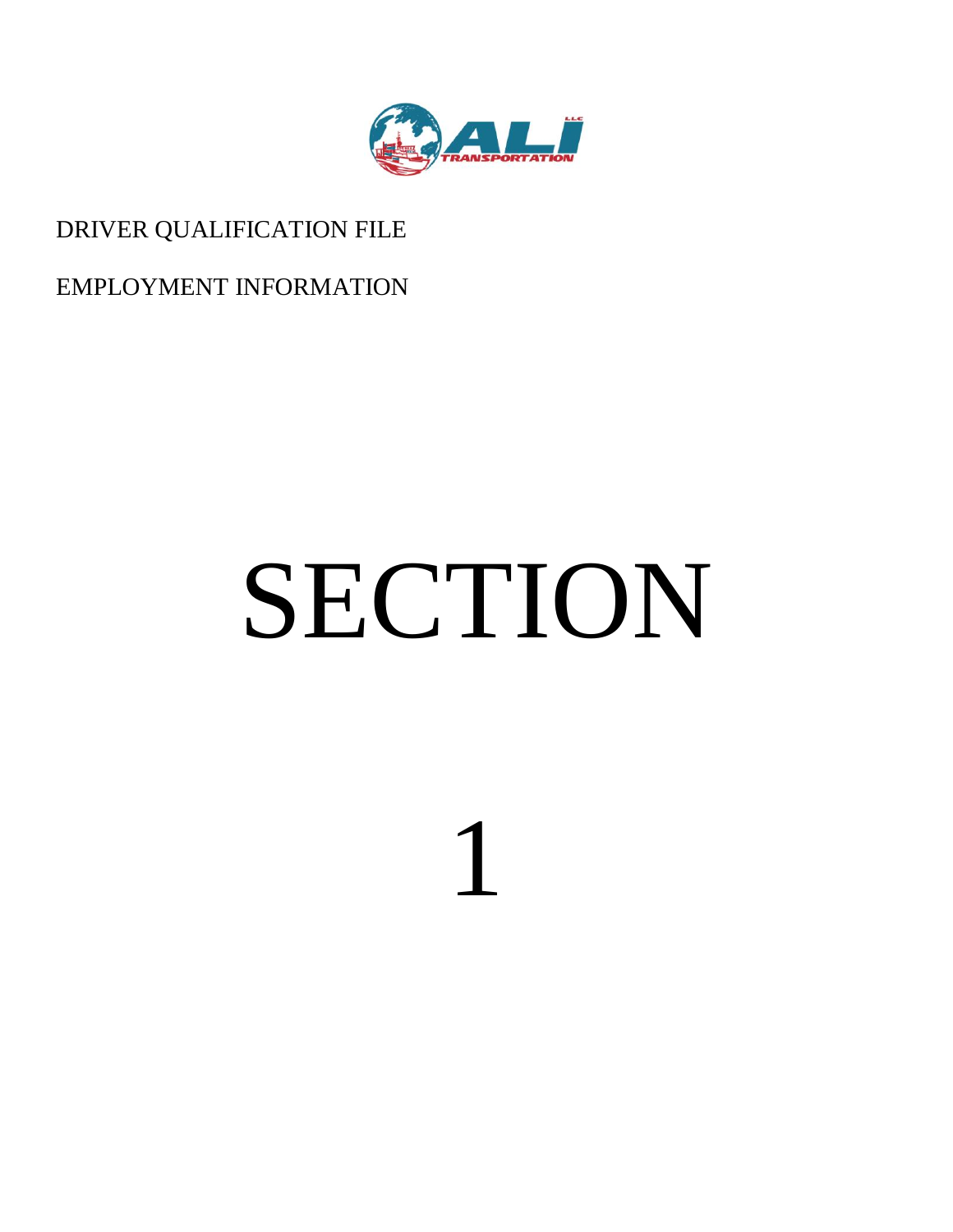DRIVER QUALIFICATION FILE

EMPLOYMENT INFORMATION

# SECTION

# 1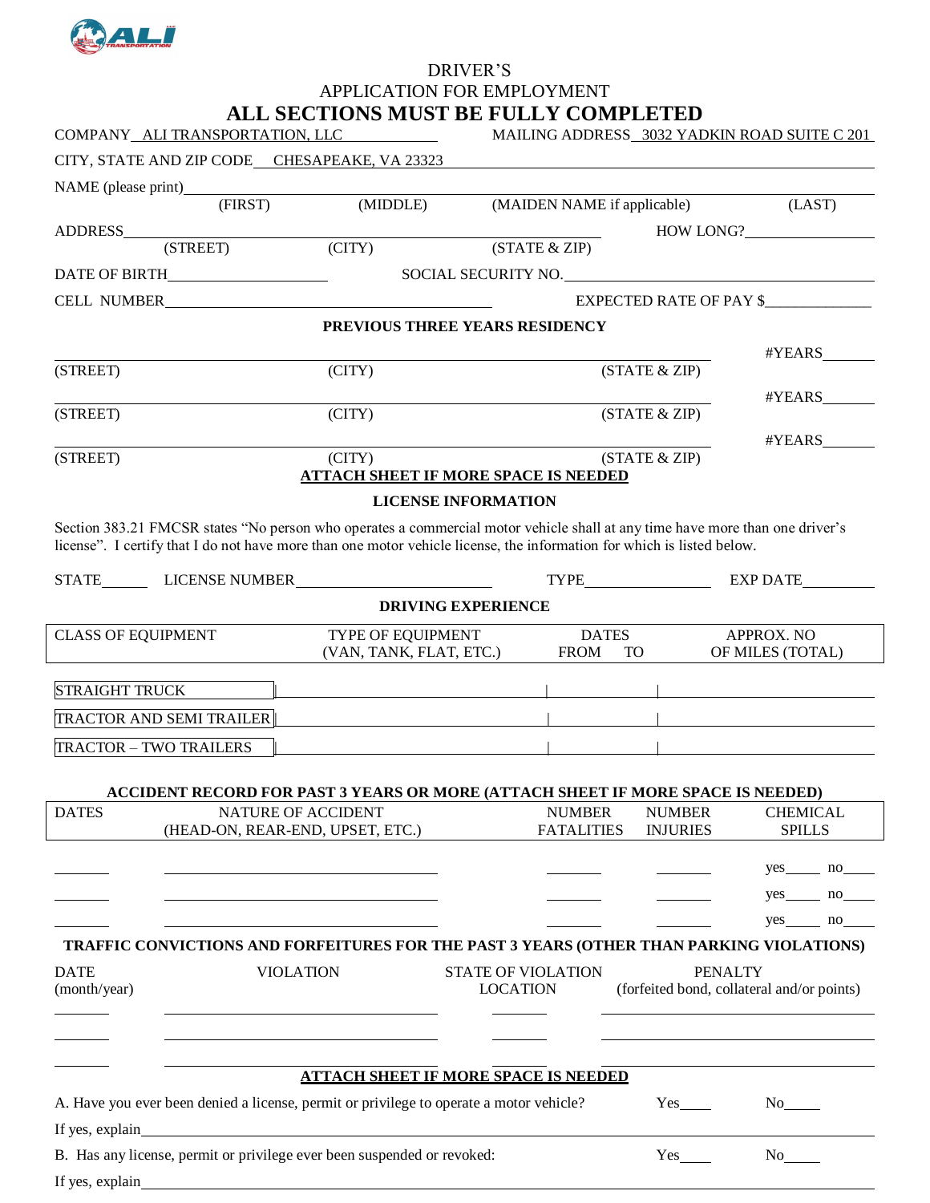# DRIVER'S
# APPLICATION FOR EMPLOYMENT
## ALL SECTIONS MUST BE FULLY COMPLETED

COMPANY ALI TRANSPORTATION, LLC MAILING ADDRESS 3032 YADKIN ROAD SUITE C 201

CITY, STATE AND ZIP CODE CHESAPEAKE, VA 23323

NAME (please print)\_\_\_\_\_\_\_\_\_\_\_\_\_\_\_\_\_\_\_\_\_\_\_\_\_\_\_\_\_\_\_\_\_\_\_\_\_\_\_\_
(FIRST) (MIDDLE) (MAIDEN NAME if applicable) (LAST)

ADDRESS\_\_\_\_\_\_\_\_\_\_\_\_\_\_\_\_\_\_\_\_\_\_\_\_\_\_\_\_\_\_\_\_\_\_\_\_ HOW LONG?\_\_\_\_\_\_\_\_\_\_
(STREET) (CITY) (STATE & ZIP)

DATE OF BIRTH\_\_\_\_\_\_\_\_\_\_\_\_\_\_\_\_ SOCIAL SECURITY NO.\_\_\_\_\_\_\_\_\_\_\_\_\_\_\_\_\_\_\_\_

CELL NUMBER\_\_\_\_\_\_\_\_\_\_\_\_\_\_\_\_\_\_\_\_\_\_\_\_ EXPECTED RATE OF PAY $\_\_\_\_\_\_\_\_\_\_\_\_\_\_

### PREVIOUS THREE YEARS RESIDENCY

\_\_\_\_\_\_\_\_\_\_\_\_\_\_\_\_\_\_\_\_\_\_\_\_\_\_\_\_\_\_\_\_\_\_\_\_\_\_\_\_ #YEARS\_\_\_\_\_\_
(STREET) (CITY) (STATE & ZIP)

\_\_\_\_\_\_\_\_\_\_\_\_\_\_\_\_\_\_\_\_\_\_\_\_\_\_\_\_\_\_\_\_\_\_\_\_\_\_\_\_ #YEARS\_\_\_\_\_\_
(STREET) (CITY) (STATE & ZIP)

\_\_\_\_\_\_\_\_\_\_\_\_\_\_\_\_\_\_\_\_\_\_\_\_\_\_\_\_\_\_\_\_\_\_\_\_\_\_\_\_ #YEARS\_\_\_\_\_\_
(STREET) (CITY) (STATE & ZIP)

**ATTACH SHEET IF MORE SPACE IS NEEDED**

### LICENSE INFORMATION

Section 383.21 FMCSR states "No person who operates a commercial motor vehicle shall at any time have more than one driver's license". I certify that I do not have more than one motor vehicle license, the information for which is listed below.

STATE\_\_\_\_\_\_ LICENSE NUMBER\_\_\_\_\_\_\_\_\_\_\_\_\_\_\_\_\_\_\_\_ TYPE\_\_\_\_\_\_\_\_\_\_\_\_\_\_ EXP DATE\_\_\_\_\_\_\_\_\_\_

### DRIVING EXPERIENCE

| CLASS OF EQUIPMENT | TYPE OF EQUIPMENT (VAN, TANK, FLAT, ETC.) | DATES FROM | TO | APPROX. NO OF MILES (TOTAL) |
|---|---|---|---|---|
| STRAIGHT TRUCK | | | | |
| TRACTOR AND SEMI TRAILER | | | | |
| TRACTOR – TWO TRAILERS | | | | |

### ACCIDENT RECORD FOR PAST 3 YEARS OR MORE (ATTACH SHEET IF MORE SPACE IS NEEDED)

| DATES | NATURE OF ACCIDENT (HEAD-ON, REAR-END, UPSET, ETC.) | NUMBER FATALITIES | NUMBER INJURIES | CHEMICAL SPILLS |
|---|---|---|---|---|
| | | | | yes\_\_\_\_\_ no\_\_\_\_ |
| | | | | yes\_\_\_\_\_ no\_\_\_\_ |
| | | | | yes\_\_\_\_\_ no\_\_\_\_ |

### TRAFFIC CONVICTIONS AND FORFEITURES FOR THE PAST 3 YEARS (OTHER THAN PARKING VIOLATIONS)

| DATE (month/year) | VIOLATION | STATE OF VIOLATION LOCATION | PENALTY (forfeited bond, collateral and/or points) |
|---|---|---|---|
| | | | |
| | | | |
| | | | |

**ATTACH SHEET IF MORE SPACE IS NEEDED**

A. Have you ever been denied a license, permit or privilege to operate a motor vehicle? Yes\_\_\_\_ No\_\_\_\_\_

If yes, explain\_\_\_\_\_\_\_\_\_\_\_\_\_\_\_\_\_\_\_\_\_\_\_\_\_\_\_\_\_\_\_\_\_\_\_\_\_\_\_\_\_\_\_\_\_\_\_\_

B. Has any license, permit or privilege ever been suspended or revoked: Yes\_\_\_\_ No\_\_\_\_\_

If yes, explain\_\_\_\_\_\_\_\_\_\_\_\_\_\_\_\_\_\_\_\_\_\_\_\_\_\_\_\_\_\_\_\_\_\_\_\_\_\_\_\_\_\_\_\_\_\_\_\_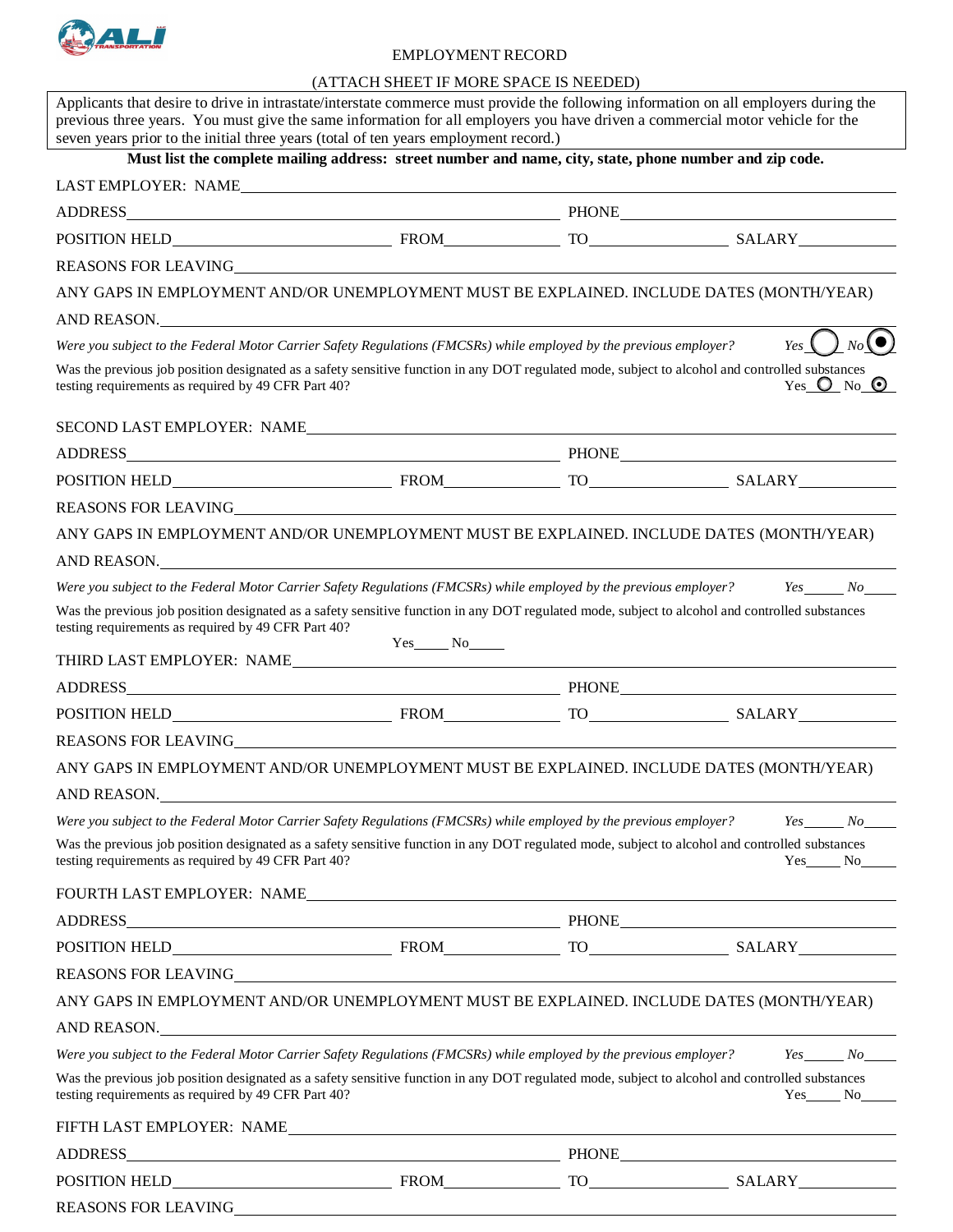# EMPLOYMENT RECORD

(ATTACH SHEET IF MORE SPACE IS NEEDED)

Applicants that desire to drive in intrastate/interstate commerce must provide the following information on all employers during the previous three years. You must give the same information for all employers you have driven a commercial motor vehicle for the seven years prior to the initial three years (total of ten years employment record.)

**Must list the complete mailing address: street number and name, city, state, phone number and zip code.**

LAST EMPLOYER: NAME\_\_\_\_\_\_\_\_\_\_\_\_\_\_\_\_\_\_\_\_\_\_\_\_\_\_\_\_\_\_\_\_\_\_\_\_\_\_\_\_

ADDRESS\_\_\_\_\_\_\_\_\_\_\_\_\_\_\_\_\_\_\_\_\_\_\_\_\_\_\_\_ PHONE\_\_\_\_\_\_\_\_\_\_\_\_\_\_\_\_\_\_

POSITION HELD\_\_\_\_\_\_\_\_\_\_\_\_\_\_ FROM\_\_\_\_\_\_\_\_ TO\_\_\_\_\_\_\_\_\_ SALARY\_\_\_\_\_\_\_

REASONS FOR LEAVING\_\_\_\_\_\_\_\_\_\_\_\_\_\_\_\_\_\_\_\_\_\_\_\_\_\_\_\_\_\_\_\_\_\_\_\_\_\_\_\_

ANY GAPS IN EMPLOYMENT AND/OR UNEMPLOYMENT MUST BE EXPLAINED. INCLUDE DATES (MONTH/YEAR) AND REASON.\_\_\_\_\_\_\_\_\_\_\_\_\_\_\_\_\_\_\_\_\_\_\_\_\_\_\_\_\_\_\_\_\_\_\_\_\_\_\_\_

*Were you subject to the Federal Motor Carrier Safety Regulations (FMCSRs) while employed by the previous employer?* *Yes* ○ *No* ◉

Was the previous job position designated as a safety sensitive function in any DOT regulated mode, subject to alcohol and controlled substances testing requirements as required by 49 CFR Part 40? Yes ○ No ◉

SECOND LAST EMPLOYER: NAME\_\_\_\_\_\_\_\_\_\_\_\_\_\_\_\_\_\_\_\_\_\_\_\_\_\_\_\_\_\_\_\_\_\_\_\_\_\_\_\_

ADDRESS\_\_\_\_\_\_\_\_\_\_\_\_\_\_\_\_\_\_\_\_\_\_\_\_\_\_\_\_ PHONE\_\_\_\_\_\_\_\_\_\_\_\_\_\_\_\_\_\_

POSITION HELD\_\_\_\_\_\_\_\_\_\_\_\_\_\_ FROM\_\_\_\_\_\_\_\_ TO\_\_\_\_\_\_\_\_\_ SALARY\_\_\_\_\_\_\_

REASONS FOR LEAVING\_\_\_\_\_\_\_\_\_\_\_\_\_\_\_\_\_\_\_\_\_\_\_\_\_\_\_\_\_\_\_\_\_\_\_\_\_\_\_\_

ANY GAPS IN EMPLOYMENT AND/OR UNEMPLOYMENT MUST BE EXPLAINED. INCLUDE DATES (MONTH/YEAR) AND REASON.\_\_\_\_\_\_\_\_\_\_\_\_\_\_\_\_\_\_\_\_\_\_\_\_\_\_\_\_\_\_\_\_\_\_\_\_\_\_\_\_

*Were you subject to the Federal Motor Carrier Safety Regulations (FMCSRs) while employed by the previous employer?* *Yes*\_\_\_\_ *No*\_\_\_\_

Was the previous job position designated as a safety sensitive function in any DOT regulated mode, subject to alcohol and controlled substances testing requirements as required by 49 CFR Part 40? Yes\_\_\_\_ No\_\_\_\_

THIRD LAST EMPLOYER: NAME\_\_\_\_\_\_\_\_\_\_\_\_\_\_\_\_\_\_\_\_\_\_\_\_\_\_\_\_\_\_\_\_\_\_\_\_\_\_\_\_

ADDRESS\_\_\_\_\_\_\_\_\_\_\_\_\_\_\_\_\_\_\_\_\_\_\_\_\_\_\_\_ PHONE\_\_\_\_\_\_\_\_\_\_\_\_\_\_\_\_\_\_

POSITION HELD\_\_\_\_\_\_\_\_\_\_\_\_\_\_ FROM\_\_\_\_\_\_\_\_ TO\_\_\_\_\_\_\_\_\_ SALARY\_\_\_\_\_\_\_

REASONS FOR LEAVING\_\_\_\_\_\_\_\_\_\_\_\_\_\_\_\_\_\_\_\_\_\_\_\_\_\_\_\_\_\_\_\_\_\_\_\_\_\_\_\_

ANY GAPS IN EMPLOYMENT AND/OR UNEMPLOYMENT MUST BE EXPLAINED. INCLUDE DATES (MONTH/YEAR) AND REASON.\_\_\_\_\_\_\_\_\_\_\_\_\_\_\_\_\_\_\_\_\_\_\_\_\_\_\_\_\_\_\_\_\_\_\_\_\_\_\_\_

*Were you subject to the Federal Motor Carrier Safety Regulations (FMCSRs) while employed by the previous employer?* *Yes*\_\_\_\_ *No*\_\_\_\_

Was the previous job position designated as a safety sensitive function in any DOT regulated mode, subject to alcohol and controlled substances testing requirements as required by 49 CFR Part 40? Yes\_\_\_\_ No\_\_\_\_

FOURTH LAST EMPLOYER: NAME\_\_\_\_\_\_\_\_\_\_\_\_\_\_\_\_\_\_\_\_\_\_\_\_\_\_\_\_\_\_\_\_\_\_\_\_\_\_\_\_

ADDRESS\_\_\_\_\_\_\_\_\_\_\_\_\_\_\_\_\_\_\_\_\_\_\_\_\_\_\_\_ PHONE\_\_\_\_\_\_\_\_\_\_\_\_\_\_\_\_\_\_

POSITION HELD\_\_\_\_\_\_\_\_\_\_\_\_\_\_ FROM\_\_\_\_\_\_\_\_ TO\_\_\_\_\_\_\_\_\_ SALARY\_\_\_\_\_\_\_

REASONS FOR LEAVING\_\_\_\_\_\_\_\_\_\_\_\_\_\_\_\_\_\_\_\_\_\_\_\_\_\_\_\_\_\_\_\_\_\_\_\_\_\_\_\_

ANY GAPS IN EMPLOYMENT AND/OR UNEMPLOYMENT MUST BE EXPLAINED. INCLUDE DATES (MONTH/YEAR) AND REASON.\_\_\_\_\_\_\_\_\_\_\_\_\_\_\_\_\_\_\_\_\_\_\_\_\_\_\_\_\_\_\_\_\_\_\_\_\_\_\_\_

*Were you subject to the Federal Motor Carrier Safety Regulations (FMCSRs) while employed by the previous employer?* *Yes*\_\_\_\_ *No*\_\_\_\_

Was the previous job position designated as a safety sensitive function in any DOT regulated mode, subject to alcohol and controlled substances testing requirements as required by 49 CFR Part 40? Yes\_\_\_\_ No\_\_\_\_

FIFTH LAST EMPLOYER: NAME\_\_\_\_\_\_\_\_\_\_\_\_\_\_\_\_\_\_\_\_\_\_\_\_\_\_\_\_\_\_\_\_\_\_\_\_\_\_\_\_

ADDRESS\_\_\_\_\_\_\_\_\_\_\_\_\_\_\_\_\_\_\_\_\_\_\_\_\_\_\_\_ PHONE\_\_\_\_\_\_\_\_\_\_\_\_\_\_\_\_\_\_

POSITION HELD\_\_\_\_\_\_\_\_\_\_\_\_\_\_ FROM\_\_\_\_\_\_\_\_ TO\_\_\_\_\_\_\_\_\_ SALARY\_\_\_\_\_\_\_

REASONS FOR LEAVING\_\_\_\_\_\_\_\_\_\_\_\_\_\_\_\_\_\_\_\_\_\_\_\_\_\_\_\_\_\_\_\_\_\_\_\_\_\_\_\_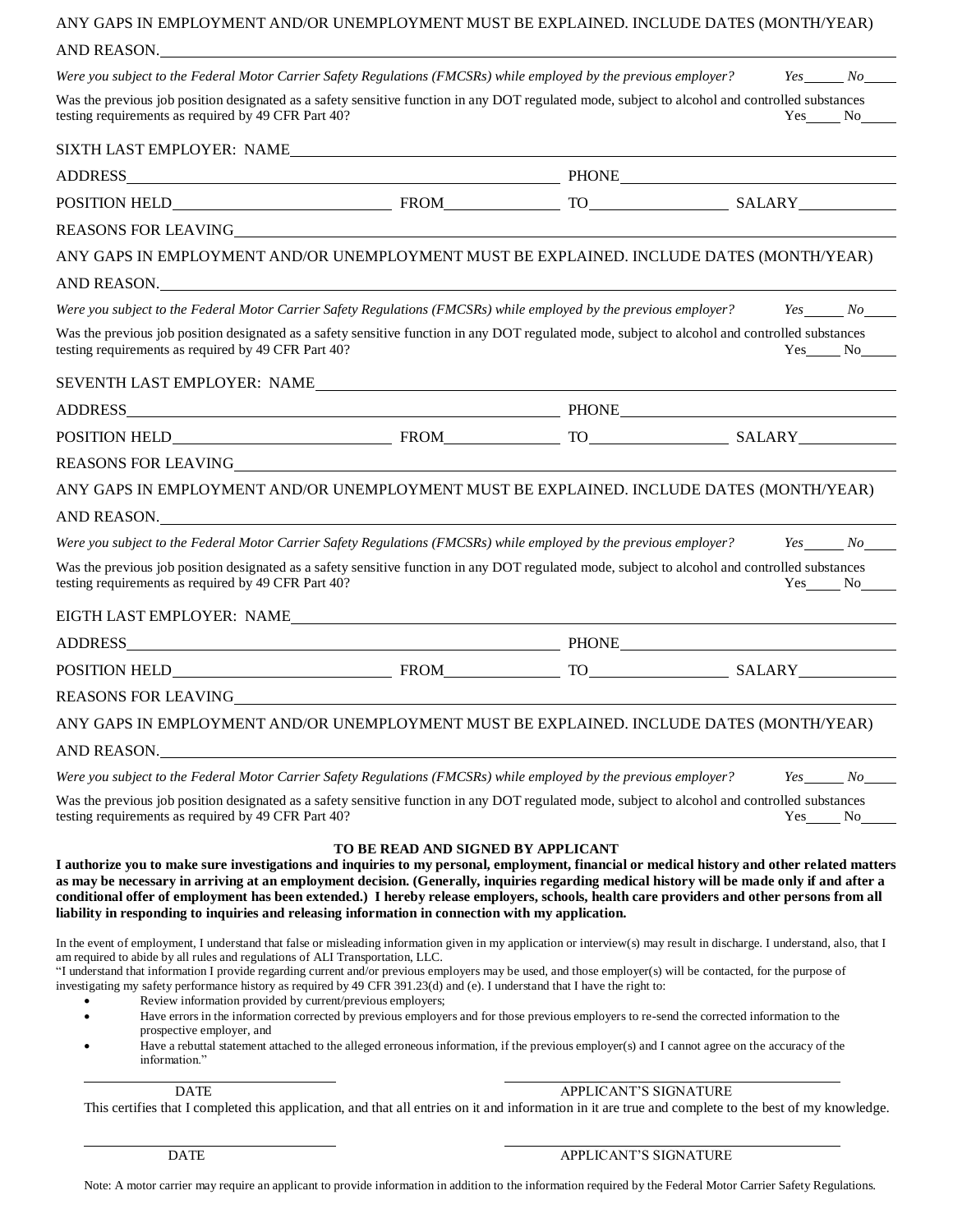ANY GAPS IN EMPLOYMENT AND/OR UNEMPLOYMENT MUST BE EXPLAINED. INCLUDE DATES (MONTH/YEAR) AND REASON.\_\_\_\_\_\_\_\_\_\_\_\_\_\_\_\_\_\_\_\_\_\_\_\_\_\_\_\_\_\_\_\_\_\_\_\_\_\_\_\_

*Were you subject to the Federal Motor Carrier Safety Regulations (FMCSRs) while employed by the previous employer? Yes\_\_\_\_\_ No\_\_\_\_*

Was the previous job position designated as a safety sensitive function in any DOT regulated mode, subject to alcohol and controlled substances testing requirements as required by 49 CFR Part 40? Yes\_\_\_\_ No\_\_\_\_

SIXTH LAST EMPLOYER: NAME\_\_\_\_\_\_\_\_\_\_\_\_\_\_\_\_\_\_\_\_\_\_\_\_\_\_\_\_\_\_\_\_\_\_\_\_\_\_\_\_

ADDRESS\_\_\_\_\_\_\_\_\_\_\_\_\_\_\_\_\_\_\_\_\_\_\_\_\_\_\_\_\_\_ PHONE\_\_\_\_\_\_\_\_\_\_\_\_\_\_\_\_\_\_\_\_

POSITION HELD\_\_\_\_\_\_\_\_\_\_\_\_\_\_\_\_ FROM\_\_\_\_\_\_\_\_\_\_ TO\_\_\_\_\_\_\_\_\_\_ SALARY\_\_\_\_\_\_\_\_\_\_

REASONS FOR LEAVING\_\_\_\_\_\_\_\_\_\_\_\_\_\_\_\_\_\_\_\_\_\_\_\_\_\_\_\_\_\_\_\_\_\_\_\_\_\_\_\_

ANY GAPS IN EMPLOYMENT AND/OR UNEMPLOYMENT MUST BE EXPLAINED. INCLUDE DATES (MONTH/YEAR) AND REASON.\_\_\_\_\_\_\_\_\_\_\_\_\_\_\_\_\_\_\_\_\_\_\_\_\_\_\_\_\_\_\_\_\_\_\_\_\_\_\_\_

*Were you subject to the Federal Motor Carrier Safety Regulations (FMCSRs) while employed by the previous employer? Yes\_\_\_\_\_ No\_\_\_\_*

Was the previous job position designated as a safety sensitive function in any DOT regulated mode, subject to alcohol and controlled substances testing requirements as required by 49 CFR Part 40? Yes\_\_\_\_ No\_\_\_\_

SEVENTH LAST EMPLOYER: NAME\_\_\_\_\_\_\_\_\_\_\_\_\_\_\_\_\_\_\_\_\_\_\_\_\_\_\_\_\_\_\_\_\_\_\_\_\_\_\_\_

ADDRESS\_\_\_\_\_\_\_\_\_\_\_\_\_\_\_\_\_\_\_\_\_\_\_\_\_\_\_\_\_\_ PHONE\_\_\_\_\_\_\_\_\_\_\_\_\_\_\_\_\_\_\_\_

POSITION HELD\_\_\_\_\_\_\_\_\_\_\_\_\_\_\_\_ FROM\_\_\_\_\_\_\_\_\_\_ TO\_\_\_\_\_\_\_\_\_\_ SALARY\_\_\_\_\_\_\_\_\_\_

REASONS FOR LEAVING\_\_\_\_\_\_\_\_\_\_\_\_\_\_\_\_\_\_\_\_\_\_\_\_\_\_\_\_\_\_\_\_\_\_\_\_\_\_\_\_

ANY GAPS IN EMPLOYMENT AND/OR UNEMPLOYMENT MUST BE EXPLAINED. INCLUDE DATES (MONTH/YEAR) AND REASON.\_\_\_\_\_\_\_\_\_\_\_\_\_\_\_\_\_\_\_\_\_\_\_\_\_\_\_\_\_\_\_\_\_\_\_\_\_\_\_\_

*Were you subject to the Federal Motor Carrier Safety Regulations (FMCSRs) while employed by the previous employer? Yes\_\_\_\_\_ No\_\_\_\_*

Was the previous job position designated as a safety sensitive function in any DOT regulated mode, subject to alcohol and controlled substances testing requirements as required by 49 CFR Part 40? Yes\_\_\_\_ No\_\_\_\_

EIGTH LAST EMPLOYER: NAME\_\_\_\_\_\_\_\_\_\_\_\_\_\_\_\_\_\_\_\_\_\_\_\_\_\_\_\_\_\_\_\_\_\_\_\_\_\_\_\_

ADDRESS\_\_\_\_\_\_\_\_\_\_\_\_\_\_\_\_\_\_\_\_\_\_\_\_\_\_\_\_\_\_ PHONE\_\_\_\_\_\_\_\_\_\_\_\_\_\_\_\_\_\_\_\_

POSITION HELD\_\_\_\_\_\_\_\_\_\_\_\_\_\_\_\_ FROM\_\_\_\_\_\_\_\_\_\_ TO\_\_\_\_\_\_\_\_\_\_ SALARY\_\_\_\_\_\_\_\_\_\_

REASONS FOR LEAVING\_\_\_\_\_\_\_\_\_\_\_\_\_\_\_\_\_\_\_\_\_\_\_\_\_\_\_\_\_\_\_\_\_\_\_\_\_\_\_\_

ANY GAPS IN EMPLOYMENT AND/OR UNEMPLOYMENT MUST BE EXPLAINED. INCLUDE DATES (MONTH/YEAR) AND REASON.\_\_\_\_\_\_\_\_\_\_\_\_\_\_\_\_\_\_\_\_\_\_\_\_\_\_\_\_\_\_\_\_\_\_\_\_\_\_\_\_

*Were you subject to the Federal Motor Carrier Safety Regulations (FMCSRs) while employed by the previous employer? Yes\_\_\_\_\_ No\_\_\_\_*

Was the previous job position designated as a safety sensitive function in any DOT regulated mode, subject to alcohol and controlled substances testing requirements as required by 49 CFR Part 40? Yes\_\_\_\_ No\_\_\_\_

**TO BE READ AND SIGNED BY APPLICANT**

**I authorize you to make sure investigations and inquiries to my personal, employment, financial or medical history and other related matters as may be necessary in arriving at an employment decision. (Generally, inquiries regarding medical history will be made only if and after a conditional offer of employment has been extended.) I hereby release employers, schools, health care providers and other persons from all liability in responding to inquiries and releasing information in connection with my application.**

In the event of employment, I understand that false or misleading information given in my application or interview(s) may result in discharge. I understand, also, that I am required to abide by all rules and regulations of ALI Transportation, LLC.

"I understand that information I provide regarding current and/or previous employers may be used, and those employer(s) will be contacted, for the purpose of investigating my safety performance history as required by 49 CFR 391.23(d) and (e). I understand that I have the right to:

- Review information provided by current/previous employers;
- Have errors in the information corrected by previous employers and for those previous employers to re-send the corrected information to the prospective employer, and
- Have a rebuttal statement attached to the alleged erroneous information, if the previous employer(s) and I cannot agree on the accuracy of the information."

\_\_\_\_\_\_\_\_\_\_\_\_\_\_\_\_\_\_\_\_ \_\_\_\_\_\_\_\_\_\_\_\_\_\_\_\_\_\_\_\_

DATE APPLICANT'S SIGNATURE

This certifies that I completed this application, and that all entries on it and information in it are true and complete to the best of my knowledge.

\_\_\_\_\_\_\_\_\_\_\_\_\_\_\_\_\_\_\_\_ \_\_\_\_\_\_\_\_\_\_\_\_\_\_\_\_\_\_\_\_

DATE APPLICANT'S SIGNATURE

Note: A motor carrier may require an applicant to provide information in addition to the information required by the Federal Motor Carrier Safety Regulations.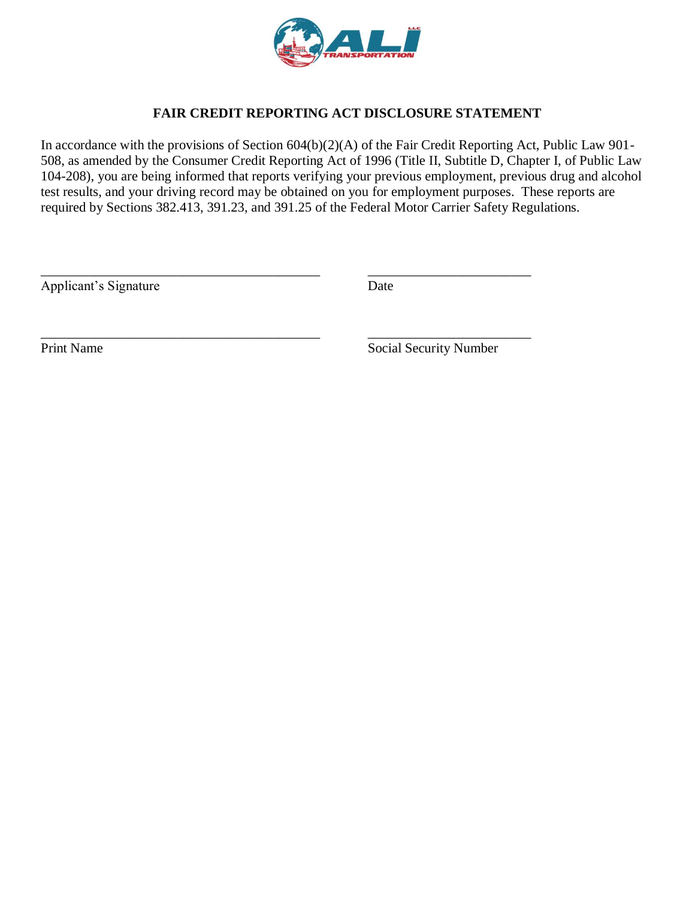## FAIR CREDIT REPORTING ACT DISCLOSURE STATEMENT

In accordance with the provisions of Section 604(b)(2)(A) of the Fair Credit Reporting Act, Public Law 901-508, as amended by the Consumer Credit Reporting Act of 1996 (Title II, Subtitle D, Chapter I, of Public Law 104-208), you are being informed that reports verifying your previous employment, previous drug and alcohol test results, and your driving record may be obtained on you for employment purposes. These reports are required by Sections 382.413, 391.23, and 391.25 of the Federal Motor Carrier Safety Regulations.

\_\_\_\_\_\_\_\_\_\_\_\_\_\_\_\_\_\_\_\_\_\_\_\_\_\_\_\_\_\_\_\_\_\_\_\_\_\_\_\_\_\_ \_\_\_\_\_\_\_\_\_\_\_\_\_\_\_\_\_\_\_\_\_\_\_\_\_

Applicant's Signature Date

\_\_\_\_\_\_\_\_\_\_\_\_\_\_\_\_\_\_\_\_\_\_\_\_\_\_\_\_\_\_\_\_\_\_\_\_\_\_\_\_\_\_ \_\_\_\_\_\_\_\_\_\_\_\_\_\_\_\_\_\_\_\_\_\_\_\_\_

Print Name Social Security Number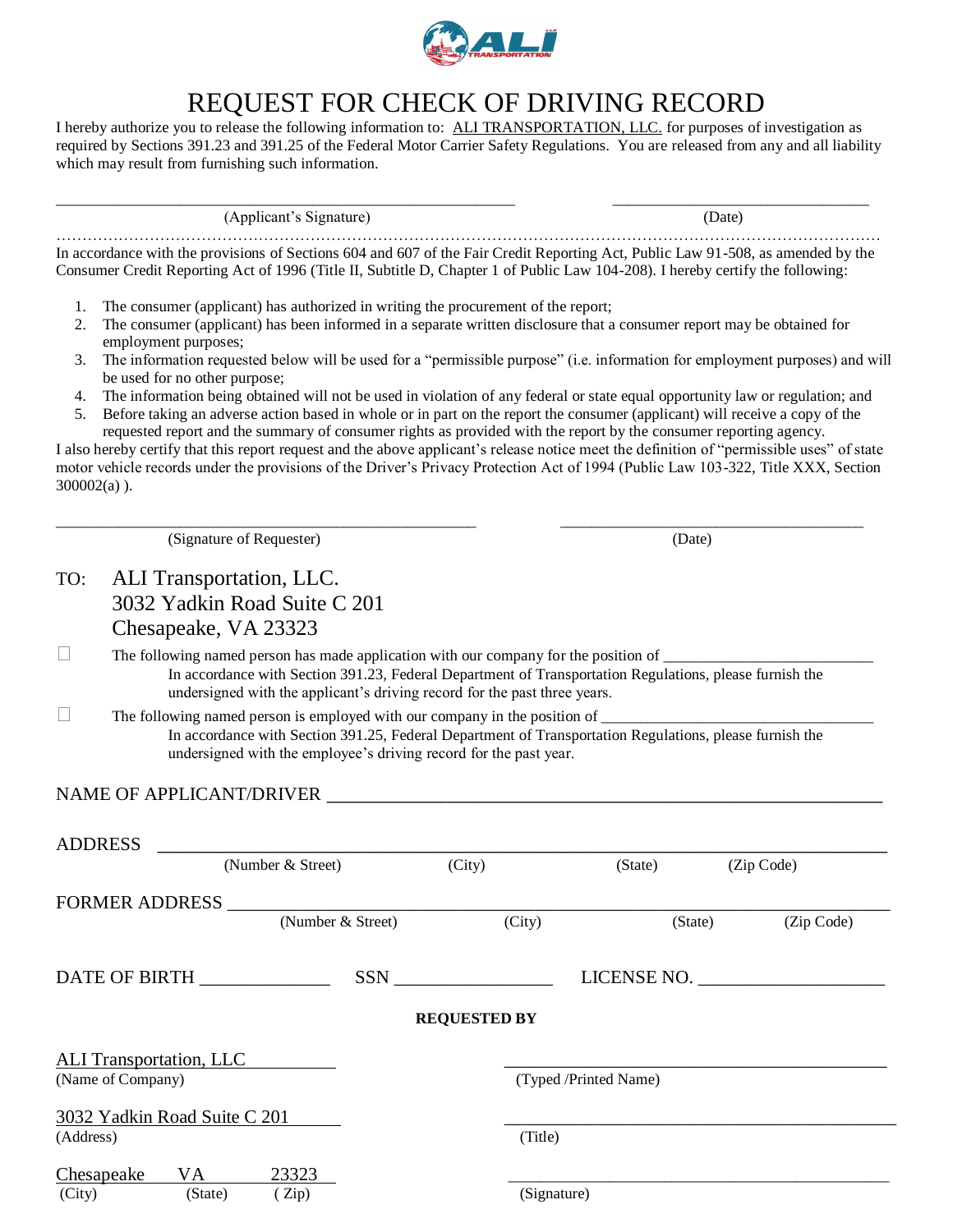# REQUEST FOR CHECK OF DRIVING RECORD

I hereby authorize you to release the following information to: ALI TRANSPORTATION, LLC. for purposes of investigation as required by Sections 391.23 and 391.25 of the Federal Motor Carrier Safety Regulations. You are released from any and all liability which may result from furnishing such information.

\_\_\_\_\_\_\_\_\_\_\_\_\_\_\_\_\_\_\_\_\_\_\_\_\_\_\_\_\_\_\_\_\_\_\_\_\_\_\_\_\_\_\_\_\_\_\_\_ \_\_\_\_\_\_\_\_\_\_\_\_\_\_\_\_\_\_\_\_\_\_\_\_\_\_\_\_\_\_
(Applicant's Signature) (Date)

In accordance with the provisions of Sections 604 and 607 of the Fair Credit Reporting Act, Public Law 91-508, as amended by the Consumer Credit Reporting Act of 1996 (Title II, Subtitle D, Chapter 1 of Public Law 104-208). I hereby certify the following:

1. The consumer (applicant) has authorized in writing the procurement of the report;
2. The consumer (applicant) has been informed in a separate written disclosure that a consumer report may be obtained for employment purposes;
3. The information requested below will be used for a "permissible purpose" (i.e. information for employment purposes) and will be used for no other purpose;
4. The information being obtained will not be used in violation of any federal or state equal opportunity law or regulation; and
5. Before taking an adverse action based in whole or in part on the report the consumer (applicant) will receive a copy of the requested report and the summary of consumer rights as provided with the report by the consumer reporting agency.

I also hereby certify that this report request and the above applicant's release notice meet the definition of "permissible uses" of state motor vehicle records under the provisions of the Driver's Privacy Protection Act of 1994 (Public Law 103-322, Title XXX, Section 300002(a) ).

\_\_\_\_\_\_\_\_\_\_\_\_\_\_\_\_\_\_\_\_\_\_\_\_\_\_\_\_\_\_\_\_\_\_\_\_\_\_\_\_\_\_\_\_\_\_\_\_ \_\_\_\_\_\_\_\_\_\_\_\_\_\_\_\_\_\_\_\_\_\_\_\_\_\_\_\_\_\_\_\_\_\_\_\_
(Signature of Requester) (Date)

TO: ALI Transportation, LLC.
3032 Yadkin Road Suite C 201
Chesapeake, VA 23323

☐ The following named person has made application with our company for the position of \_\_\_\_\_\_\_\_\_\_\_\_\_\_\_\_\_\_\_\_\_\_\_\_\_\_
In accordance with Section 391.23, Federal Department of Transportation Regulations, please furnish the undersigned with the applicant's driving record for the past three years.

☐ The following named person is employed with our company in the position of \_\_\_\_\_\_\_\_\_\_\_\_\_\_\_\_\_\_\_\_\_\_\_\_\_\_\_\_\_\_\_\_\_\_\_\_
In accordance with Section 391.25, Federal Department of Transportation Regulations, please furnish the undersigned with the employee's driving record for the past year.

NAME OF APPLICANT/DRIVER \_\_\_\_\_\_\_\_\_\_\_\_\_\_\_\_\_\_\_\_\_\_\_\_\_\_\_\_\_\_\_\_\_\_\_\_\_\_\_\_\_\_\_\_\_\_\_\_\_\_\_\_\_\_\_\_\_\_\_\_

ADDRESS \_\_\_\_\_\_\_\_\_\_\_\_\_\_\_\_\_\_\_\_\_\_\_\_\_\_\_\_\_\_\_\_\_\_\_\_\_\_\_\_\_\_\_\_\_\_\_\_\_\_\_\_\_\_\_\_\_\_\_\_\_\_\_\_\_\_\_\_\_\_
(Number & Street) (City) (State) (Zip Code)

FORMER ADDRESS \_\_\_\_\_\_\_\_\_\_\_\_\_\_\_\_\_\_\_\_\_\_\_\_\_\_\_\_\_\_\_\_\_\_\_\_\_\_\_\_\_\_\_\_\_\_\_\_\_\_\_\_\_\_\_\_\_\_\_\_\_\_\_\_
(Number & Street) (City) (State) (Zip Code)

DATE OF BIRTH \_\_\_\_\_\_\_\_\_\_\_\_\_\_ SSN \_\_\_\_\_\_\_\_\_\_\_\_\_\_\_\_\_\_ LICENSE NO. \_\_\_\_\_\_\_\_\_\_\_\_\_\_\_\_\_\_\_\_

**REQUESTED BY**

ALI Transportation, LLC
(Name of Company)

3032 Yadkin Road Suite C 201
(Address)

Chesapeake VA 23323
(City) (State) ( Zip)

\_\_\_\_\_\_\_\_\_\_\_\_\_\_\_\_\_\_\_\_\_\_\_\_\_\_\_\_\_\_\_\_\_\_\_\_\_\_\_\_
(Typed /Printed Name)

\_\_\_\_\_\_\_\_\_\_\_\_\_\_\_\_\_\_\_\_\_\_\_\_\_\_\_\_\_\_\_\_\_\_\_\_\_\_\_\_
(Title)

\_\_\_\_\_\_\_\_\_\_\_\_\_\_\_\_\_\_\_\_\_\_\_\_\_\_\_\_\_\_\_\_\_\_\_\_\_\_\_\_
(Signature)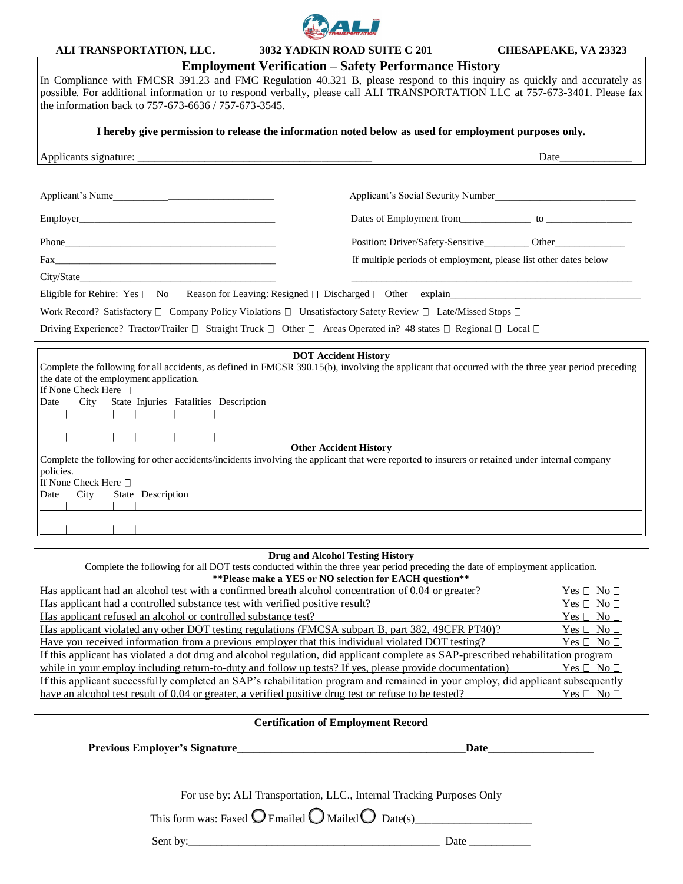ALI TRANSPORTATION, LLC. 3032 YADKIN ROAD SUITE C 201 CHESAPEAKE, VA 23323

## Employment Verification – Safety Performance History

In Compliance with FMCSR 391.23 and FMC Regulation 40.321 B, please respond to this inquiry as quickly and accurately as possible. For additional information or to respond verbally, please call ALI TRANSPORTATION LLC at 757-673-3401. Please fax the information back to 757-673-6636 / 757-673-3545.

**I hereby give permission to release the information noted below as used for employment purposes only.**

Applicants signature: ________________________________________ Date_____________

Applicant's Name_____________________________ Applicant's Social Security Number___________________________

Employer________________________________________ Dates of Employment from_____________ to ________________

Phone__________________________________________ Position: Driver/Safety-Sensitive_________ Other______________

Fax____________________________________________ If multiple periods of employment, please list other dates below

City/State_______________________________________ ________________________________________________

Eligible for Rehire: Yes ☐ No ☐ Reason for Leaving: Resigned ☐ Discharged ☐ Other ☐ explain_________________________________

Work Record? Satisfactory ☐ Company Policy Violations ☐ Unsatisfactory Safety Review ☐ Late/Missed Stops ☐

Driving Experience? Tractor/Trailer ☐ Straight Truck ☐ Other ☐ Areas Operated in? 48 states ☐ Regional ☐ Local ☐

### DOT Accident History

Complete the following for all accidents, as defined in FMCSR 390.15(b), involving the applicant that occurred with the three year period preceding the date of the employment application.

If None Check Here ☐

| Date | City | State | Injuries | Fatalities | Description |
|---|---|---|---|---|---|
| | | | | | |
| | | | | | |

### Other Accident History

Complete the following for other accidents/incidents involving the applicant that were reported to insurers or retained under internal company policies.

If None Check Here ☐

| Date | City | State | Description |
|---|---|---|---|
| | | | |
| | | | |

### Drug and Alcohol Testing History

Complete the following for all DOT tests conducted within the three year period preceding the date of employment application.

****Please make a YES or NO selection for EACH question****

| Question | Answer |
|---|---|
| Has applicant had an alcohol test with a confirmed breath alcohol concentration of 0.04 or greater? | Yes ☐ No ☐ |
| Has applicant had a controlled substance test with verified positive result? | Yes ☐ No ☐ |
| Has applicant refused an alcohol or controlled substance test? | Yes ☐ No ☐ |
| Has applicant violated any other DOT testing regulations (FMCSA subpart B, part 382, 49CFR PT40)? | Yes ☐ No ☐ |
| Have you received information from a previous employer that this individual violated DOT testing? | Yes ☐ No ☐ |
| If this applicant has violated a dot drug and alcohol regulation, did applicant complete as SAP-prescribed rehabilitation program while in your employ including return-to-duty and follow up tests? If yes, please provide documentation) | Yes ☐ No ☐ |
| If this applicant successfully completed an SAP's rehabilitation program and remained in your employ, did applicant subsequently have an alcohol test result of 0.04 or greater, a verified positive drug test or refuse to be tested? | Yes ☐ No ☐ |

### Certification of Employment Record

**Previous Employer's Signature________________________________________Date__________________**

For use by: ALI Transportation, LLC., Internal Tracking Purposes Only

This form was: Faxed ○ Emailed ○ Mailed ○ Date(s)____________________

Sent by:____________________________________________ Date ___________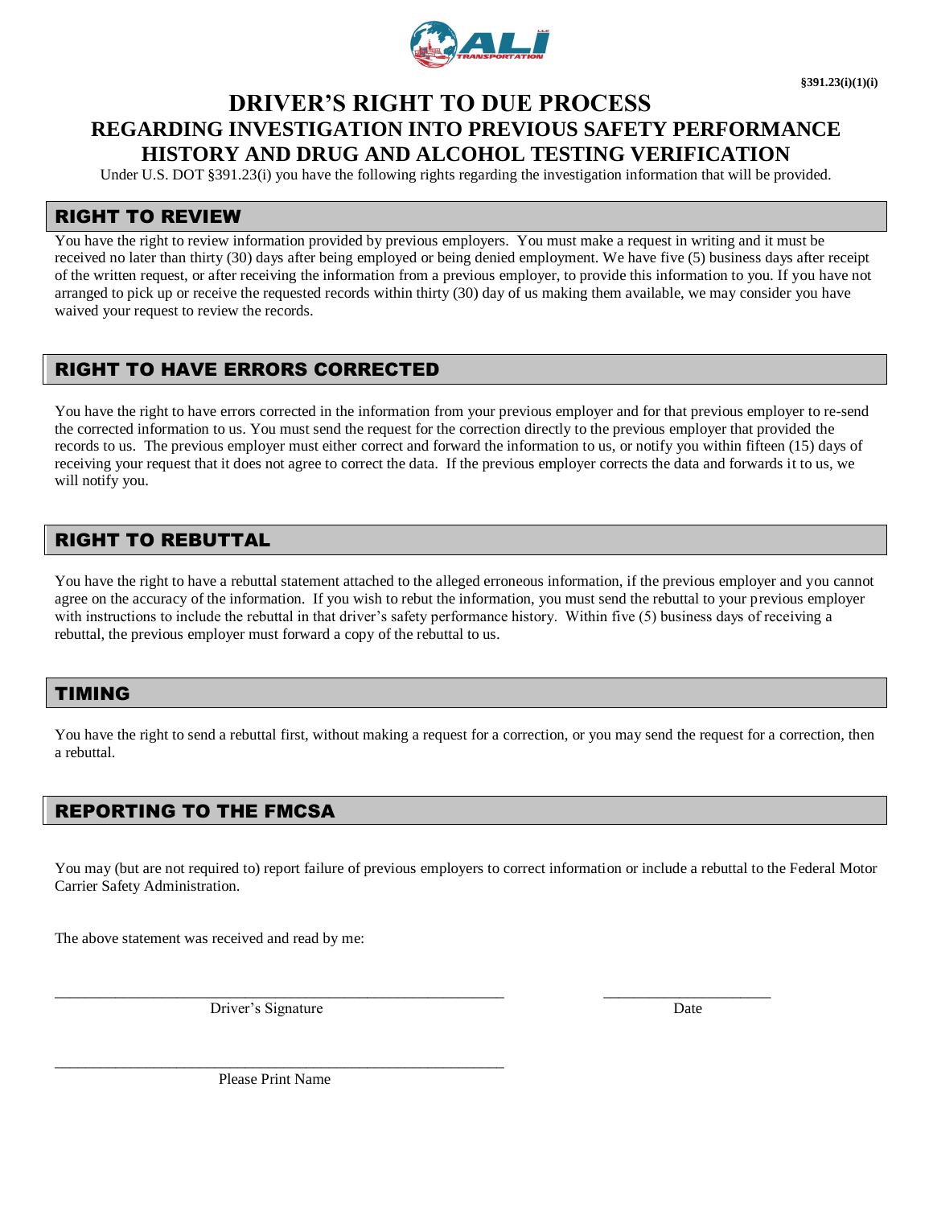§391.23(i)(1)(i)

# DRIVER'S RIGHT TO DUE PROCESS

## REGARDING INVESTIGATION INTO PREVIOUS SAFETY PERFORMANCE HISTORY AND DRUG AND ALCOHOL TESTING VERIFICATION

Under U.S. DOT §391.23(i) you have the following rights regarding the investigation information that will be provided.

### RIGHT TO REVIEW

You have the right to review information provided by previous employers. You must make a request in writing and it must be received no later than thirty (30) days after being employed or being denied employment. We have five (5) business days after receipt of the written request, or after receiving the information from a previous employer, to provide this information to you. If you have not arranged to pick up or receive the requested records within thirty (30) day of us making them available, we may consider you have waived your request to review the records.

### RIGHT TO HAVE ERRORS CORRECTED

You have the right to have errors corrected in the information from your previous employer and for that previous employer to re-send the corrected information to us. You must send the request for the correction directly to the previous employer that provided the records to us. The previous employer must either correct and forward the information to us, or notify you within fifteen (15) days of receiving your request that it does not agree to correct the data. If the previous employer corrects the data and forwards it to us, we will notify you.

### RIGHT TO REBUTTAL

You have the right to have a rebuttal statement attached to the alleged erroneous information, if the previous employer and you cannot agree on the accuracy of the information. If you wish to rebut the information, you must send the rebuttal to your previous employer with instructions to include the rebuttal in that driver's safety performance history. Within five (5) business days of receiving a rebuttal, the previous employer must forward a copy of the rebuttal to us.

### TIMING

You have the right to send a rebuttal first, without making a request for a correction, or you may send the request for a correction, then a rebuttal.

### REPORTING TO THE FMCSA

You may (but are not required to) report failure of previous employers to correct information or include a rebuttal to the Federal Motor Carrier Safety Administration.

The above statement was received and read by me:

______________________________ Driver's Signature

______________________________ Date

______________________________ Please Print Name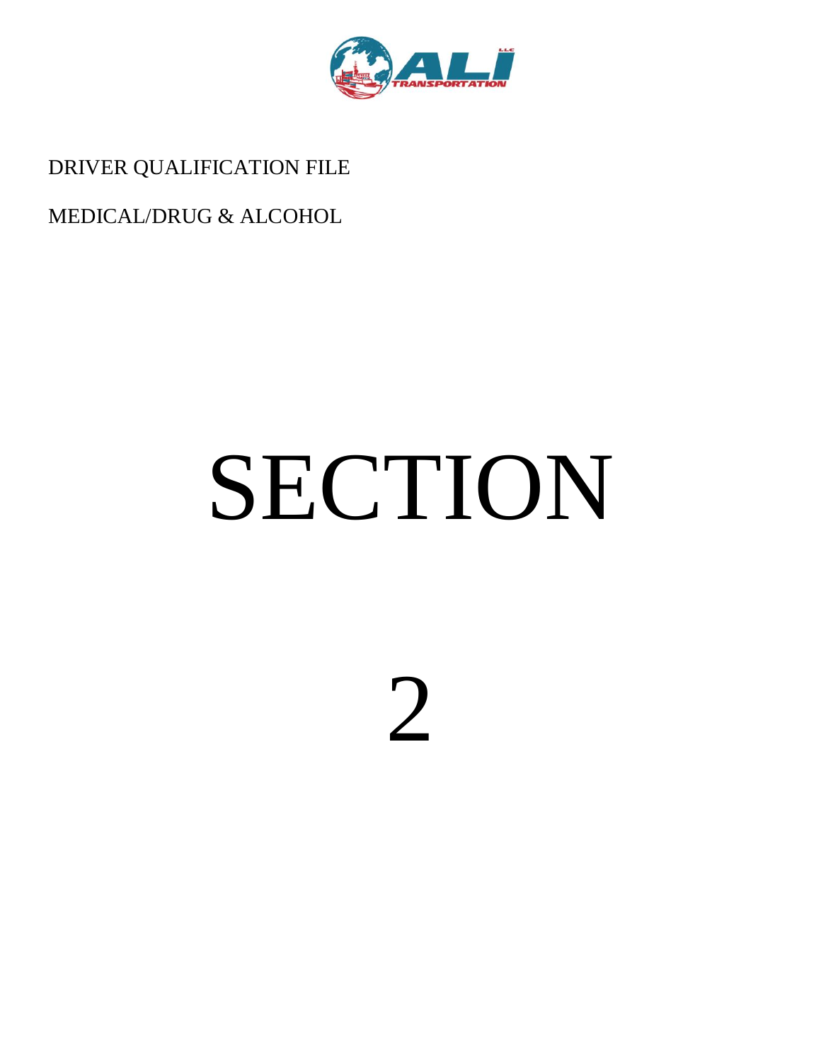DRIVER QUALIFICATION FILE

MEDICAL/DRUG & ALCOHOL

# SECTION

# 2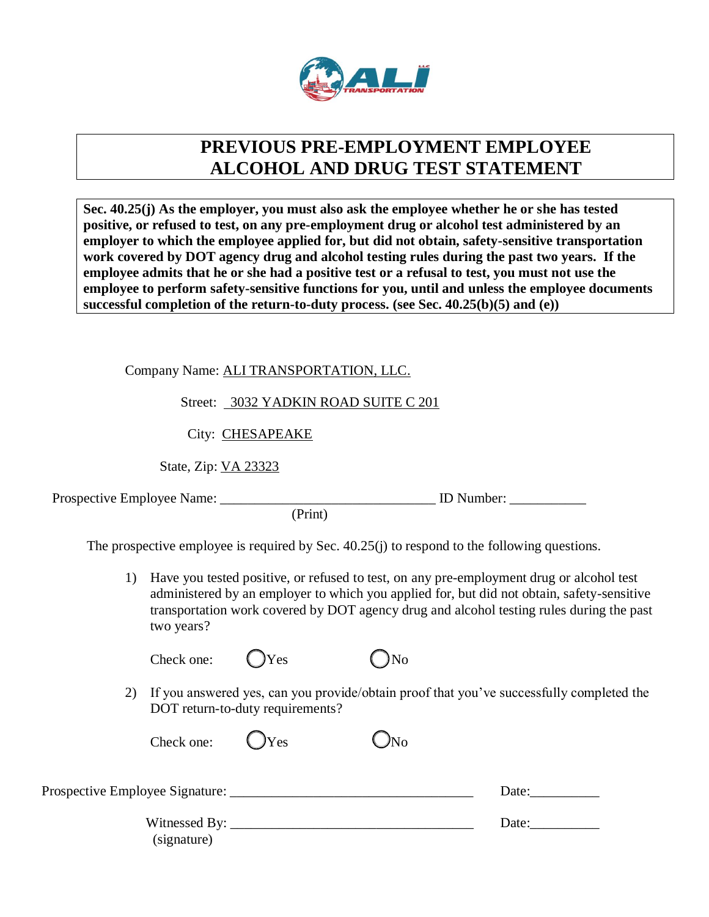# PREVIOUS PRE-EMPLOYMENT EMPLOYEE ALCOHOL AND DRUG TEST STATEMENT

**Sec. 40.25(j) As the employer, you must also ask the employee whether he or she has tested positive, or refused to test, on any pre-employment drug or alcohol test administered by an employer to which the employee applied for, but did not obtain, safety-sensitive transportation work covered by DOT agency drug and alcohol testing rules during the past two years. If the employee admits that he or she had a positive test or a refusal to test, you must not use the employee to perform safety-sensitive functions for you, until and unless the employee documents successful completion of the return-to-duty process. (see Sec. 40.25(b)(5) and (e))**

Company Name: ALI TRANSPORTATION, LLC.

Street: 3032 YADKIN ROAD SUITE C 201

City: CHESAPEAKE

State, Zip: VA 23323

Prospective Employee Name: _______________________________ ID Number: ___________
(Print)

The prospective employee is required by Sec. 40.25(j) to respond to the following questions.

1) Have you tested positive, or refused to test, on any pre-employment drug or alcohol test administered by an employer to which you applied for, but did not obtain, safety-sensitive transportation work covered by DOT agency drug and alcohol testing rules during the past two years?

   Check one: ◯ Yes ◯ No

2) If you answered yes, can you provide/obtain proof that you've successfully completed the DOT return-to-duty requirements?

   Check one: ◯ Yes ◯ No

Prospective Employee Signature: ___________________________________ Date: __________

Witnessed By: ___________________________________ Date: __________
(signature)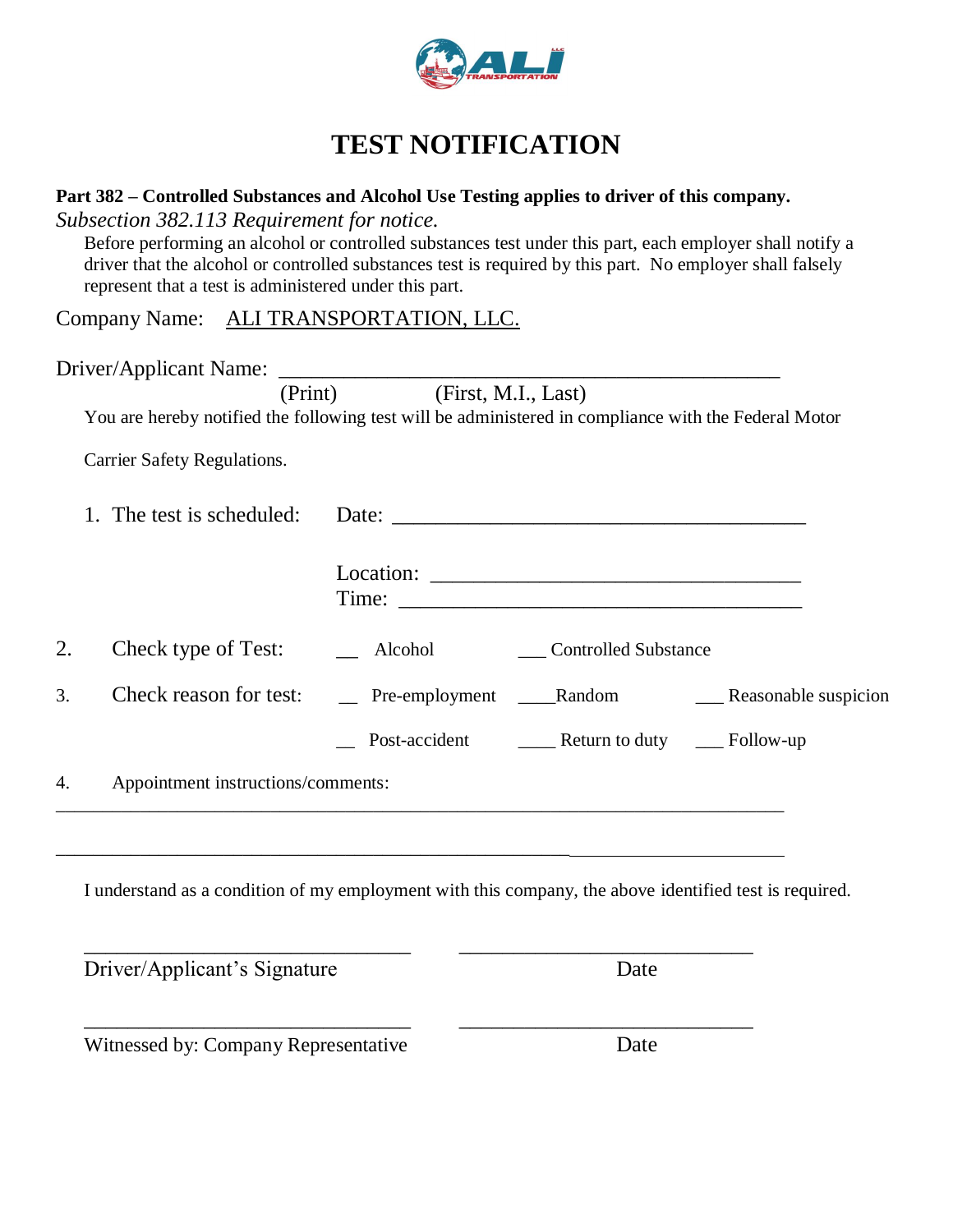# TEST NOTIFICATION

**Part 382 – Controlled Substances and Alcohol Use Testing applies to driver of this company.**

*Subsection 382.113 Requirement for notice.*

Before performing an alcohol or controlled substances test under this part, each employer shall notify a driver that the alcohol or controlled substances test is required by this part. No employer shall falsely represent that a test is administered under this part.

Company Name: ALI TRANSPORTATION, LLC.

Driver/Applicant Name: ______________________________________________
(Print) (First, M.I., Last)

You are hereby notified the following test will be administered in compliance with the Federal Motor Carrier Safety Regulations.

1. The test is scheduled: Date: ________________________________________

   Location: ________________________________
   Time: ___________________________________

2. Check type of Test: __ Alcohol ___ Controlled Substance

3. Check reason for test: __ Pre-employment ____Random ___ Reasonable suspicion

   __ Post-accident ____ Return to duty ___ Follow-up

4. Appointment instructions/comments:

________________________________________________________________________

________________________________________________________________________

I understand as a condition of my employment with this company, the above identified test is required.

______________________________ ______________________________
Driver/Applicant's Signature Date

______________________________ ______________________________
Witnessed by: Company Representative Date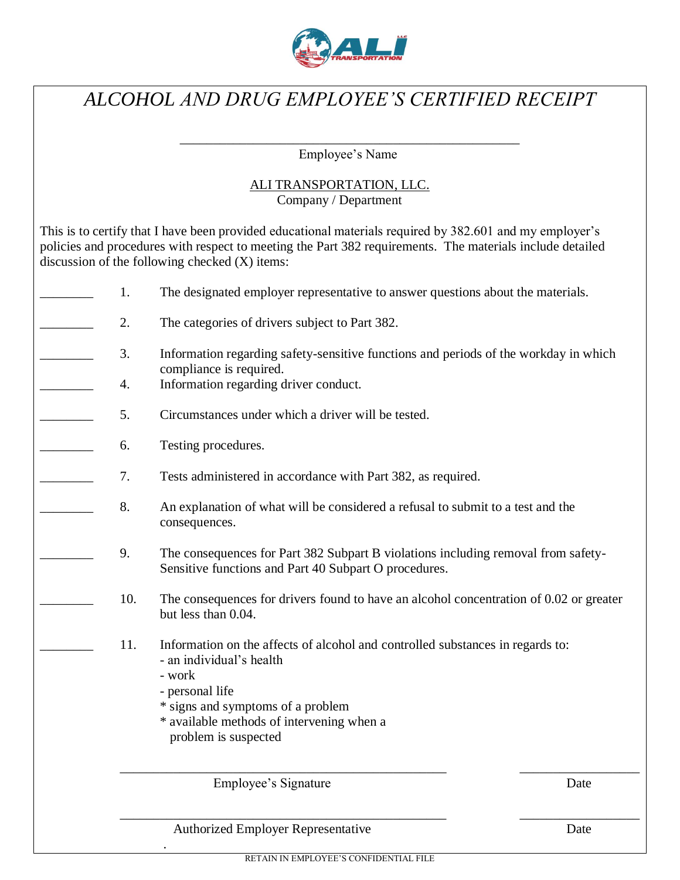# *ALCOHOL AND DRUG EMPLOYEE'S CERTIFIED RECEIPT*

\_\_\_\_\_\_\_\_\_\_\_\_\_\_\_\_\_\_\_\_\_\_\_\_\_\_\_\_\_\_\_\_\_\_\_\_\_\_\_\_\_\_\_\_\_\_\_\_

Employee's Name

ALI TRANSPORTATION, LLC.

Company / Department

This is to certify that I have been provided educational materials required by 382.601 and my employer's policies and procedures with respect to meeting the Part 382 requirements. The materials include detailed discussion of the following checked (X) items:

\_\_\_\_\_\_\_\_ 1. The designated employer representative to answer questions about the materials.

\_\_\_\_\_\_\_\_ 2. The categories of drivers subject to Part 382.

\_\_\_\_\_\_\_\_ 3. Information regarding safety-sensitive functions and periods of the workday in which compliance is required.

\_\_\_\_\_\_\_\_ 4. Information regarding driver conduct.

\_\_\_\_\_\_\_\_ 5. Circumstances under which a driver will be tested.

\_\_\_\_\_\_\_\_ 6. Testing procedures.

\_\_\_\_\_\_\_\_ 7. Tests administered in accordance with Part 382, as required.

\_\_\_\_\_\_\_\_ 8. An explanation of what will be considered a refusal to submit to a test and the consequences.

\_\_\_\_\_\_\_\_ 9. The consequences for Part 382 Subpart B violations including removal from safety-Sensitive functions and Part 40 Subpart O procedures.

\_\_\_\_\_\_\_\_ 10. The consequences for drivers found to have an alcohol concentration of 0.02 or greater but less than 0.04.

\_\_\_\_\_\_\_\_ 11. Information on the affects of alcohol and controlled substances in regards to:
- an individual's health
- work
- personal life
* signs and symptoms of a problem
* available methods of intervening when a problem is suspected

\_\_\_\_\_\_\_\_\_\_\_\_\_\_\_\_\_\_\_\_\_\_\_\_\_\_\_\_\_\_\_\_\_\_\_\_\_\_\_\_\_\_\_\_ \_\_\_\_\_\_\_\_\_\_\_\_\_\_\_\_

Employee's Signature Date

\_\_\_\_\_\_\_\_\_\_\_\_\_\_\_\_\_\_\_\_\_\_\_\_\_\_\_\_\_\_\_\_\_\_\_\_\_\_\_\_\_\_\_\_ \_\_\_\_\_\_\_\_\_\_\_\_\_\_\_\_

Authorized Employer Representative Date

RETAIN IN EMPLOYEE'S CONFIDENTIAL FILE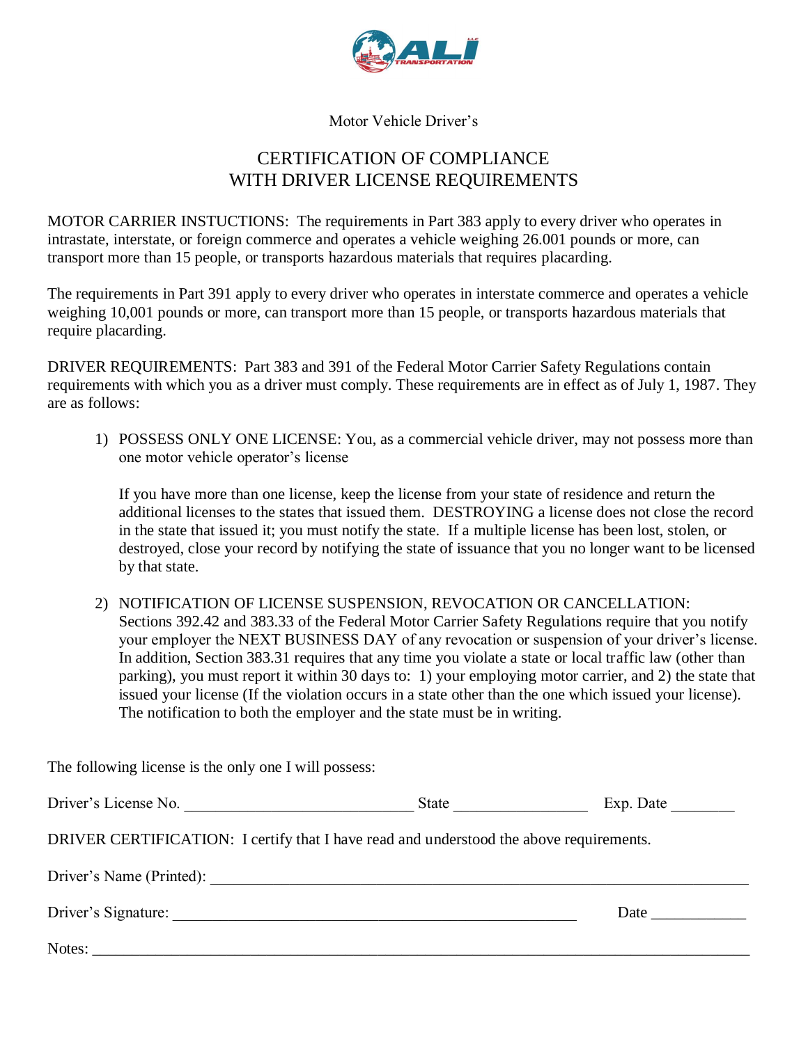Motor Vehicle Driver's

# CERTIFICATION OF COMPLIANCE WITH DRIVER LICENSE REQUIREMENTS

MOTOR CARRIER INSTUCTIONS: The requirements in Part 383 apply to every driver who operates in intrastate, interstate, or foreign commerce and operates a vehicle weighing 26.001 pounds or more, can transport more than 15 people, or transports hazardous materials that requires placarding.

The requirements in Part 391 apply to every driver who operates in interstate commerce and operates a vehicle weighing 10,001 pounds or more, can transport more than 15 people, or transports hazardous materials that require placarding.

DRIVER REQUIREMENTS: Part 383 and 391 of the Federal Motor Carrier Safety Regulations contain requirements with which you as a driver must comply. These requirements are in effect as of July 1, 1987. They are as follows:

1) POSSESS ONLY ONE LICENSE: You, as a commercial vehicle driver, may not possess more than one motor vehicle operator's license

   If you have more than one license, keep the license from your state of residence and return the additional licenses to the states that issued them. DESTROYING a license does not close the record in the state that issued it; you must notify the state. If a multiple license has been lost, stolen, or destroyed, close your record by notifying the state of issuance that you no longer want to be licensed by that state.

2) NOTIFICATION OF LICENSE SUSPENSION, REVOCATION OR CANCELLATION: Sections 392.42 and 383.33 of the Federal Motor Carrier Safety Regulations require that you notify your employer the NEXT BUSINESS DAY of any revocation or suspension of your driver's license. In addition, Section 383.31 requires that any time you violate a state or local traffic law (other than parking), you must report it within 30 days to: 1) your employing motor carrier, and 2) the state that issued your license (If the violation occurs in a state other than the one which issued your license). The notification to both the employer and the state must be in writing.

The following license is the only one I will possess:

Driver's License No. ______________________________ State ________________ Exp. Date ________

DRIVER CERTIFICATION: I certify that I have read and understood the above requirements.

Driver's Name (Printed): ______________________________________________________________

Driver's Signature: _________________________________________________ Date ____________

Notes: ______________________________________________________________________________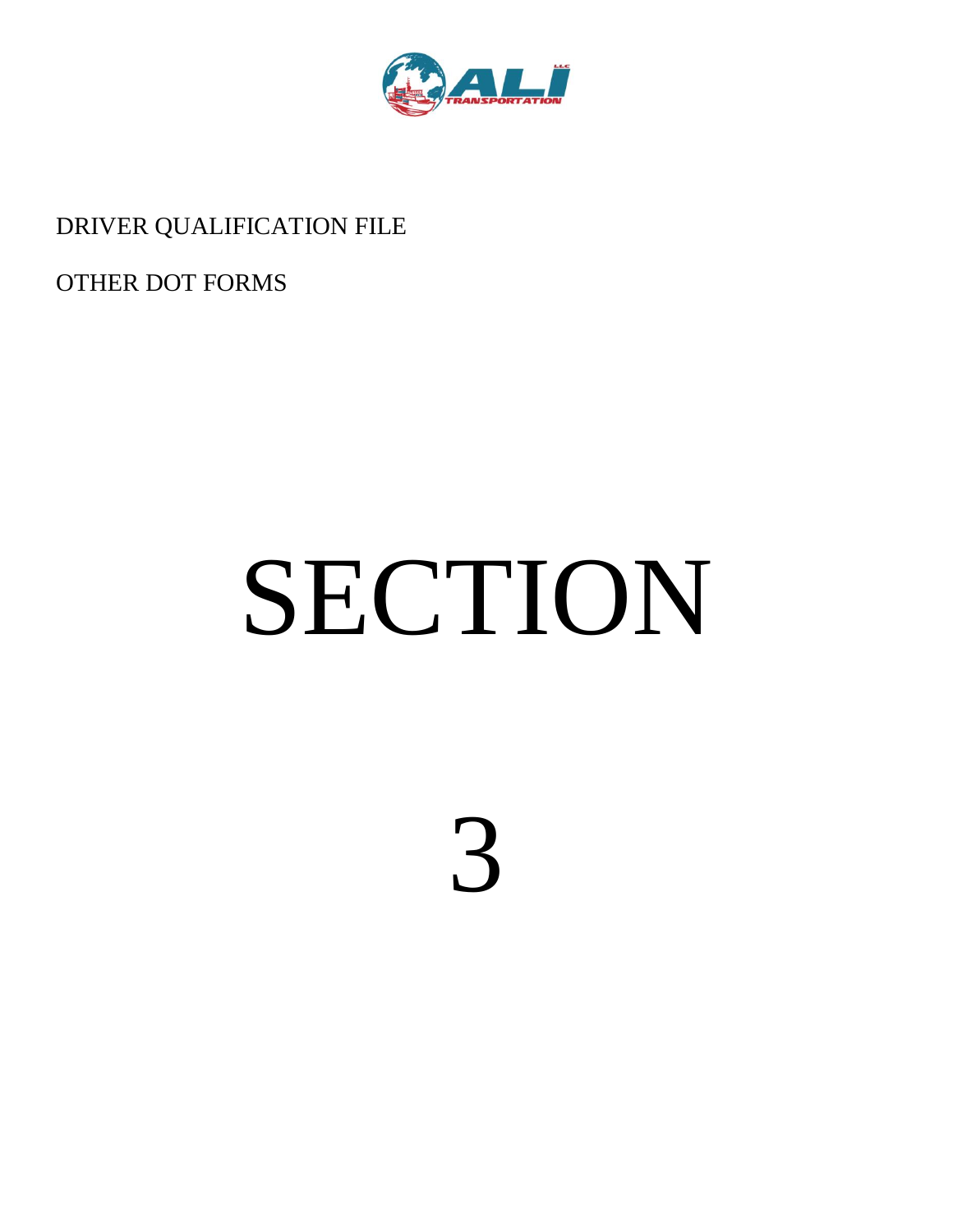DRIVER QUALIFICATION FILE

OTHER DOT FORMS

# SECTION

# 3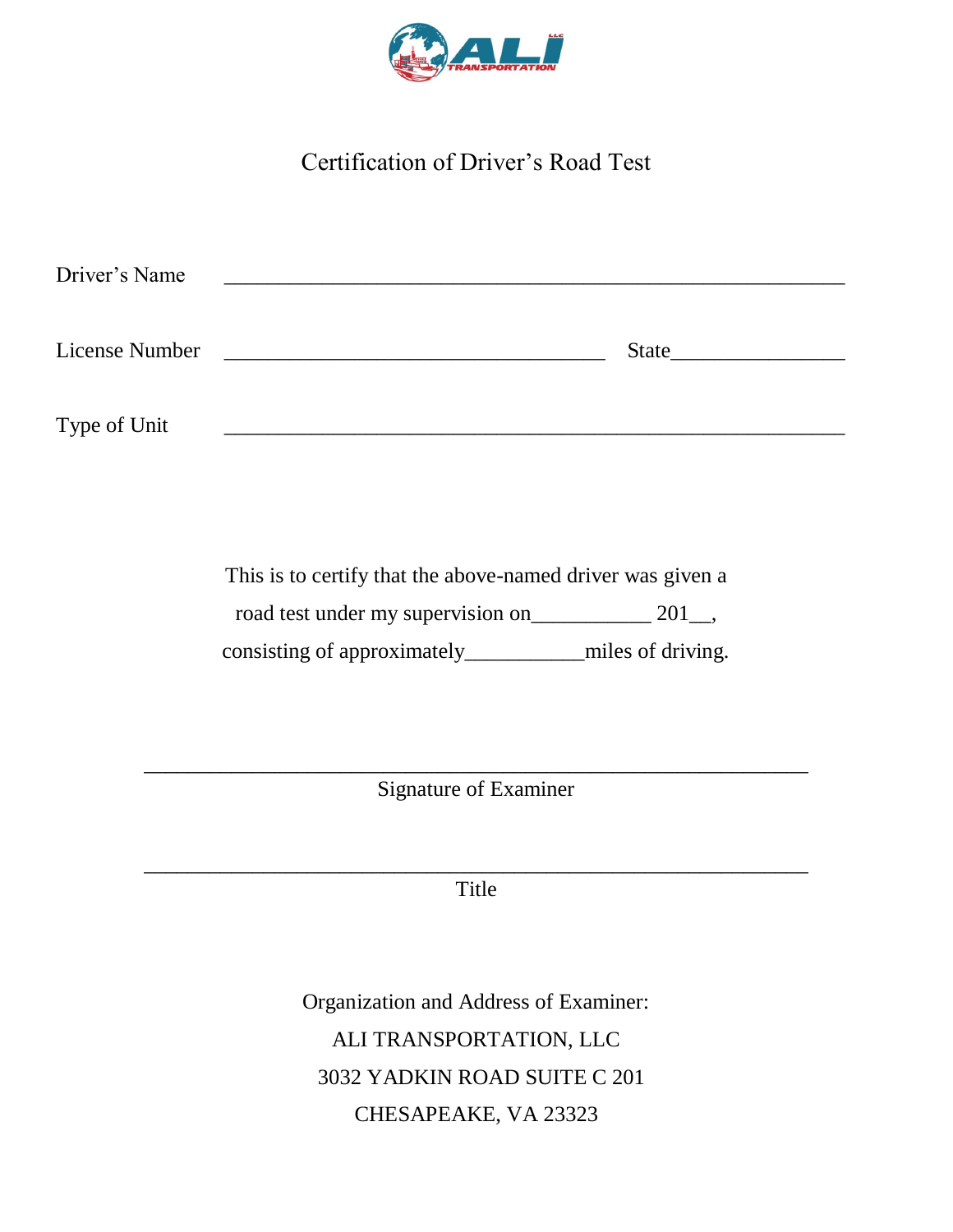ALI TRANSPORTATION LLC

# Certification of Driver's Road Test

Driver's Name ______________________________________________________

License Number ___________________________________ State________________

Type of Unit ______________________________________________________

This is to certify that the above-named driver was given a road test under my supervision on___________ 201__, consisting of approximately___________miles of driving.

_____________________________________________________________

Signature of Examiner

_____________________________________________________________

Title

Organization and Address of Examiner:

ALI TRANSPORTATION, LLC

3032 YADKIN ROAD SUITE C 201

CHESAPEAKE, VA 23323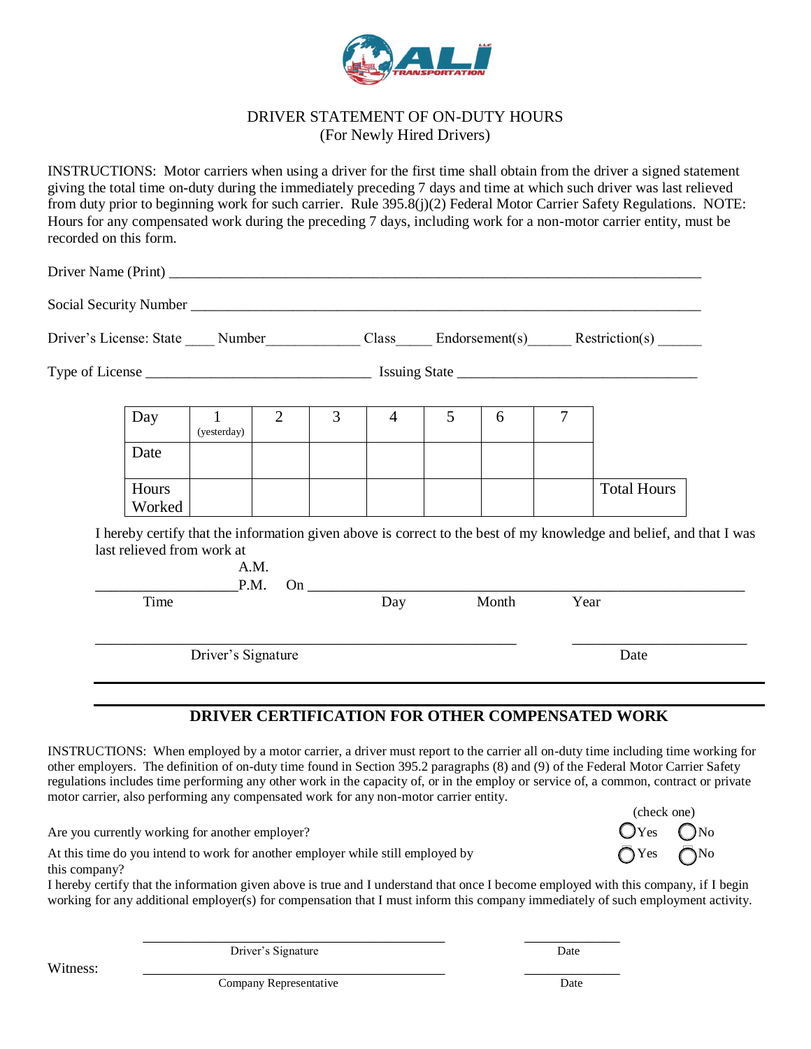# DRIVER STATEMENT OF ON-DUTY HOURS
(For Newly Hired Drivers)

INSTRUCTIONS: Motor carriers when using a driver for the first time shall obtain from the driver a signed statement giving the total time on-duty during the immediately preceding 7 days and time at which such driver was last relieved from duty prior to beginning work for such carrier. Rule 395.8(j)(2) Federal Motor Carrier Safety Regulations. NOTE: Hours for any compensated work during the preceding 7 days, including work for a non-motor carrier entity, must be recorded on this form.

Driver Name (Print) ___________________________________________

Social Security Number ___________________________________________

Driver's License: State ____ Number____________ Class_____ Endorsement(s)______ Restriction(s) ______

Type of License ______________________________ Issuing State ______________________________

| Day | 1 (yesterday) | 2 | 3 | 4 | 5 | 6 | 7 | |
|---|---|---|---|---|---|---|---|---|
| Date | | | | | | | | |
| Hours Worked | | | | | | | | Total Hours |

I hereby certify that the information given above is correct to the best of my knowledge and belief, and that I was last relieved from work at

__________________ A.M. / P.M. On ______________________________________________

Time &nbsp;&nbsp;&nbsp;&nbsp;&nbsp;&nbsp;&nbsp;&nbsp; Day &nbsp;&nbsp;&nbsp;&nbsp; Month &nbsp;&nbsp;&nbsp;&nbsp; Year

______________________________________________ &nbsp;&nbsp;&nbsp;&nbsp; ______________________

Driver's Signature &nbsp;&nbsp;&nbsp;&nbsp;&nbsp;&nbsp;&nbsp;&nbsp; Date

---

## DRIVER CERTIFICATION FOR OTHER COMPENSATED WORK

INSTRUCTIONS: When employed by a motor carrier, a driver must report to the carrier all on-duty time including time working for other employers. The definition of on-duty time found in Section 395.2 paragraphs (8) and (9) of the Federal Motor Carrier Safety regulations includes time performing any other work in the capacity of, or in the employ or service of, a common, contract or private motor carrier, also performing any compensated work for any non-motor carrier entity.

(check one)

Are you currently working for another employer? ◯ Yes ◯ No

At this time do you intend to work for another employer while still employed by this company? ◯ Yes ◯ No

I hereby certify that the information given above is true and I understand that once I become employed with this company, if I begin working for any additional employer(s) for compensation that I must inform this company immediately of such employment activity.

______________________________________ &nbsp;&nbsp;&nbsp;&nbsp; ____________

Driver's Signature &nbsp;&nbsp;&nbsp;&nbsp;&nbsp;&nbsp;&nbsp;&nbsp; Date

Witness: ______________________________________ &nbsp;&nbsp;&nbsp;&nbsp; ____________

Company Representative &nbsp;&nbsp;&nbsp;&nbsp;&nbsp;&nbsp;&nbsp;&nbsp; Date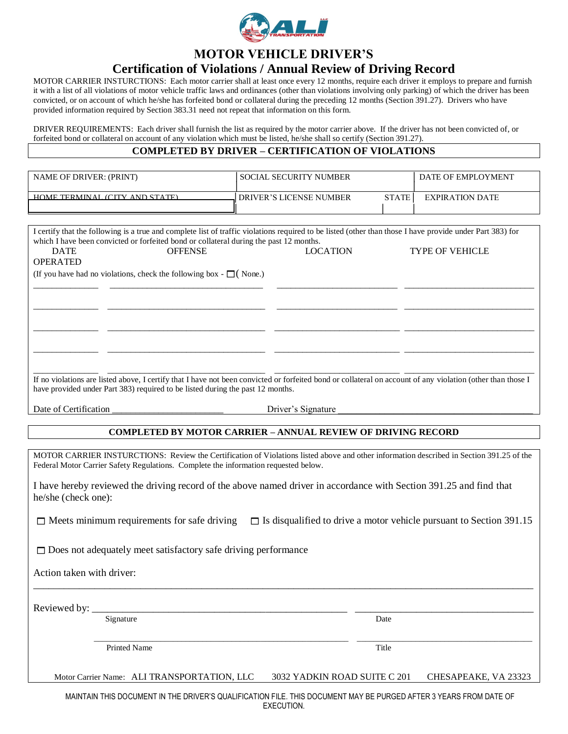# MOTOR VEHICLE DRIVER'S

## Certification of Violations / Annual Review of Driving Record

MOTOR CARRIER INSTRUCTIONS: Each motor carrier shall at least once every 12 months, require each driver it employs to prepare and furnish it with a list of all violations of motor vehicle traffic laws and ordinances (other than violations involving only parking) of which the driver has been convicted, or on account of which he/she has forfeited bond or collateral during the preceding 12 months (Section 391.27). Drivers who have provided information required by Section 383.31 need not repeat that information on this form.

DRIVER REQUIREMENTS: Each driver shall furnish the list as required by the motor carrier above. If the driver has not been convicted of, or forfeited bond or collateral on account of any violation which must be listed, he/she shall so certify (Section 391.27).

### COMPLETED BY DRIVER – CERTIFICATION OF VIOLATIONS

| NAME OF DRIVER: (PRINT) | SOCIAL SECURITY NUMBER | | DATE OF EMPLOYMENT |
|---|---|---|---|
| HOME TERMINAL (CITY AND STATE) | DRIVER'S LICENSE NUMBER | STATE | EXPIRATION DATE |

I certify that the following is a true and complete list of traffic violations required to be listed (other than those I have provide under Part 383) for which I have been convicted or forfeited bond or collateral during the past 12 months.

(If you have had no violations, check the following box - ☐ ( None.)

| DATE | OFFENSE | LOCATION | TYPE OF VEHICLE OPERATED |
|---|---|---|---|
| | | | |
| | | | |
| | | | |
| | | | |
| | | | |

If no violations are listed above, I certify that I have not been convicted or forfeited bond or collateral on account of any violation (other than those I have provided under Part 383) required to be listed during the past 12 months.

Date of Certification ________________________ Driver's Signature ____________________________________________

### COMPLETED BY MOTOR CARRIER – ANNUAL REVIEW OF DRIVING RECORD

MOTOR CARRIER INSTRUCTIONS: Review the Certification of Violations listed above and other information described in Section 391.25 of the Federal Motor Carrier Safety Regulations. Complete the information requested below.

I have hereby reviewed the driving record of the above named driver in accordance with Section 391.25 and find that he/she (check one):

☐ Meets minimum requirements for safe driving ☐ Is disqualified to drive a motor vehicle pursuant to Section 391.15

☐ Does not adequately meet satisfactory safe driving performance

Action taken with driver:

______________________________________________________________________________________________

Reviewed by: ____________________________________________________ ____________________________________
Signature Date

____________________________________________________ ____________________________________
Printed Name Title

Motor Carrier Name: ALI TRANSPORTATION, LLC 3032 YADKIN ROAD SUITE C 201 CHESAPEAKE, VA 23323

MAINTAIN THIS DOCUMENT IN THE DRIVER'S QUALIFICATION FILE. THIS DOCUMENT MAY BE PURGED AFTER 3 YEARS FROM DATE OF EXECUTION.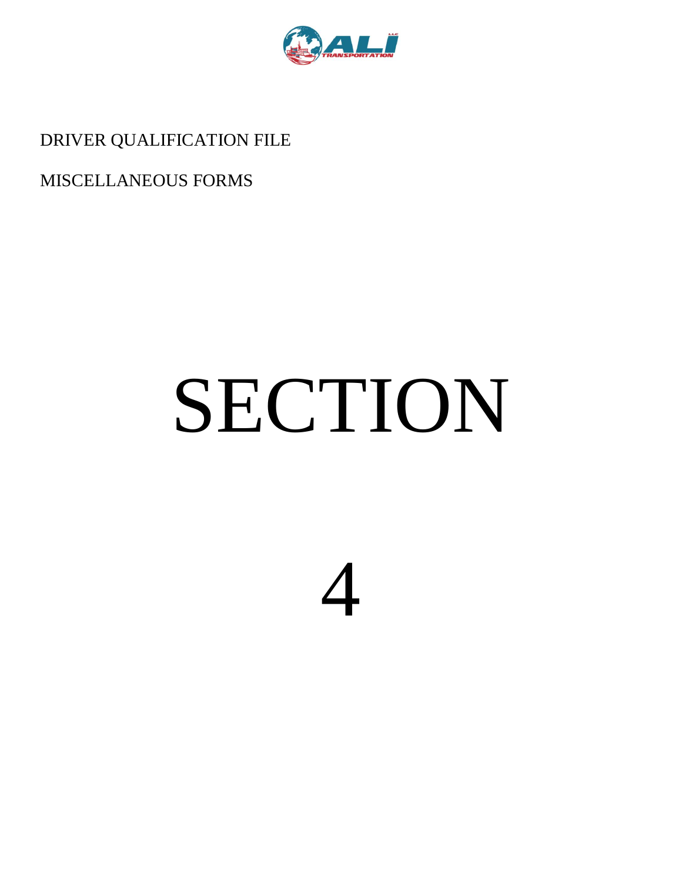DRIVER QUALIFICATION FILE

MISCELLANEOUS FORMS

# SECTION

# 4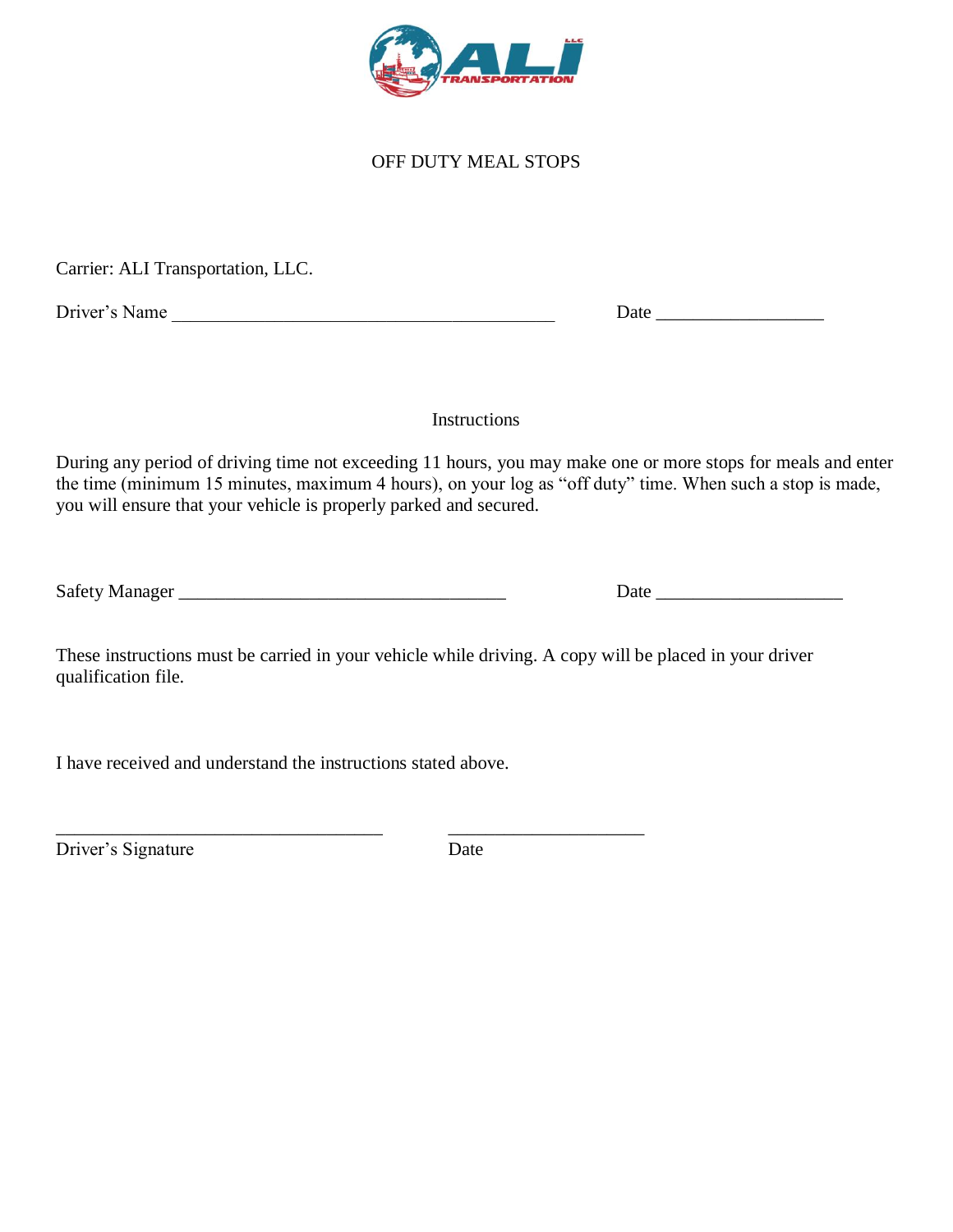# OFF DUTY MEAL STOPS

Carrier: ALI Transportation, LLC.

Driver's Name ___________________________________________ Date __________________

## Instructions

During any period of driving time not exceeding 11 hours, you may make one or more stops for meals and enter the time (minimum 15 minutes, maximum 4 hours), on your log as "off duty" time. When such a stop is made, you will ensure that your vehicle is properly parked and secured.

Safety Manager ____________________________________ Date ____________________

These instructions must be carried in your vehicle while driving. A copy will be placed in your driver qualification file.

I have received and understand the instructions stated above.

____________________________________ ______________________

Driver's Signature Date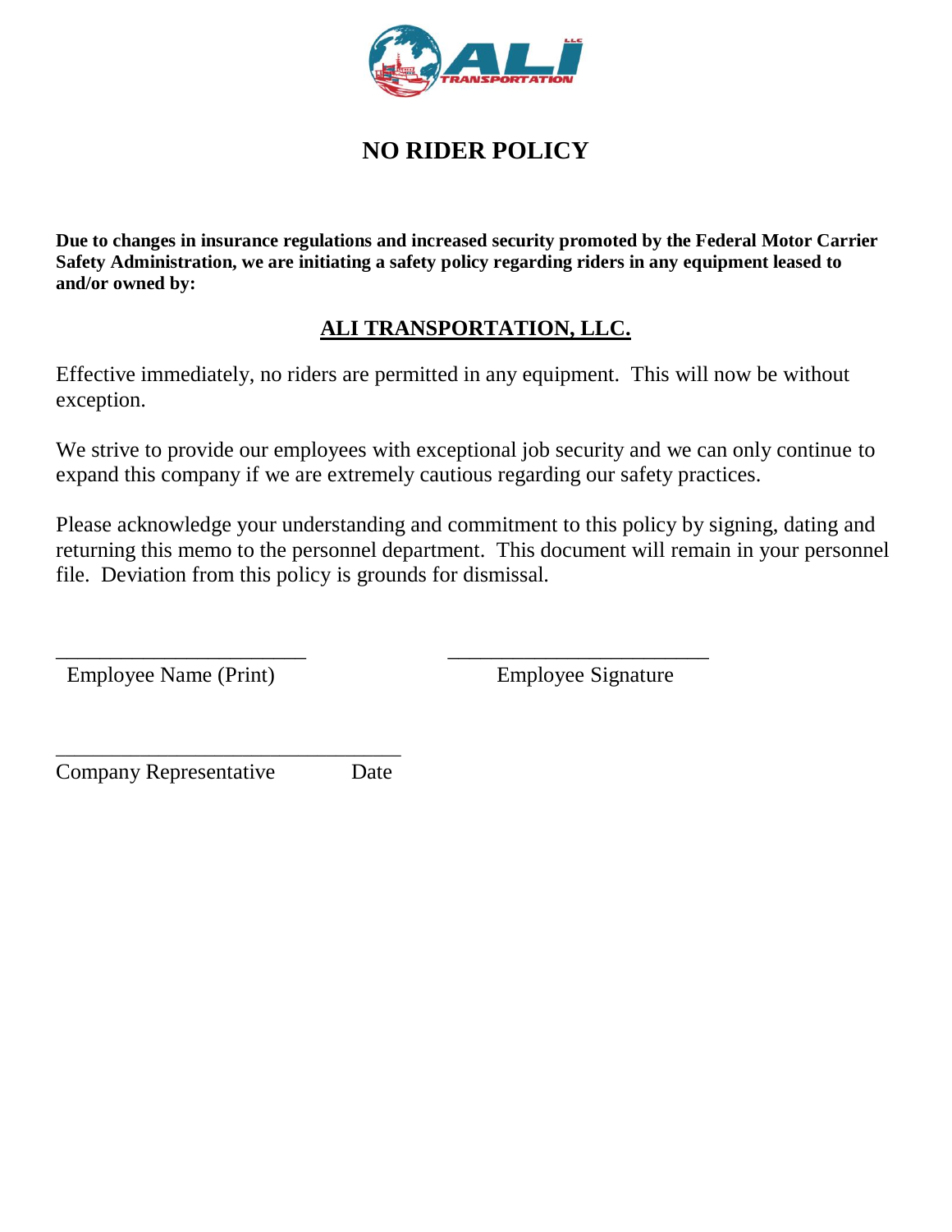# NO RIDER POLICY

**Due to changes in insurance regulations and increased security promoted by the Federal Motor Carrier Safety Administration, we are initiating a safety policy regarding riders in any equipment leased to and/or owned by:**

## ALI TRANSPORTATION, LLC.

Effective immediately, no riders are permitted in any equipment. This will now be without exception.

We strive to provide our employees with exceptional job security and we can only continue to expand this company if we are extremely cautious regarding our safety practices.

Please acknowledge your understanding and commitment to this policy by signing, dating and returning this memo to the personnel department. This document will remain in your personnel file. Deviation from this policy is grounds for dismissal.

________________________ ________________________

Employee Name (Print) Employee Signature

_________________________________

Company Representative Date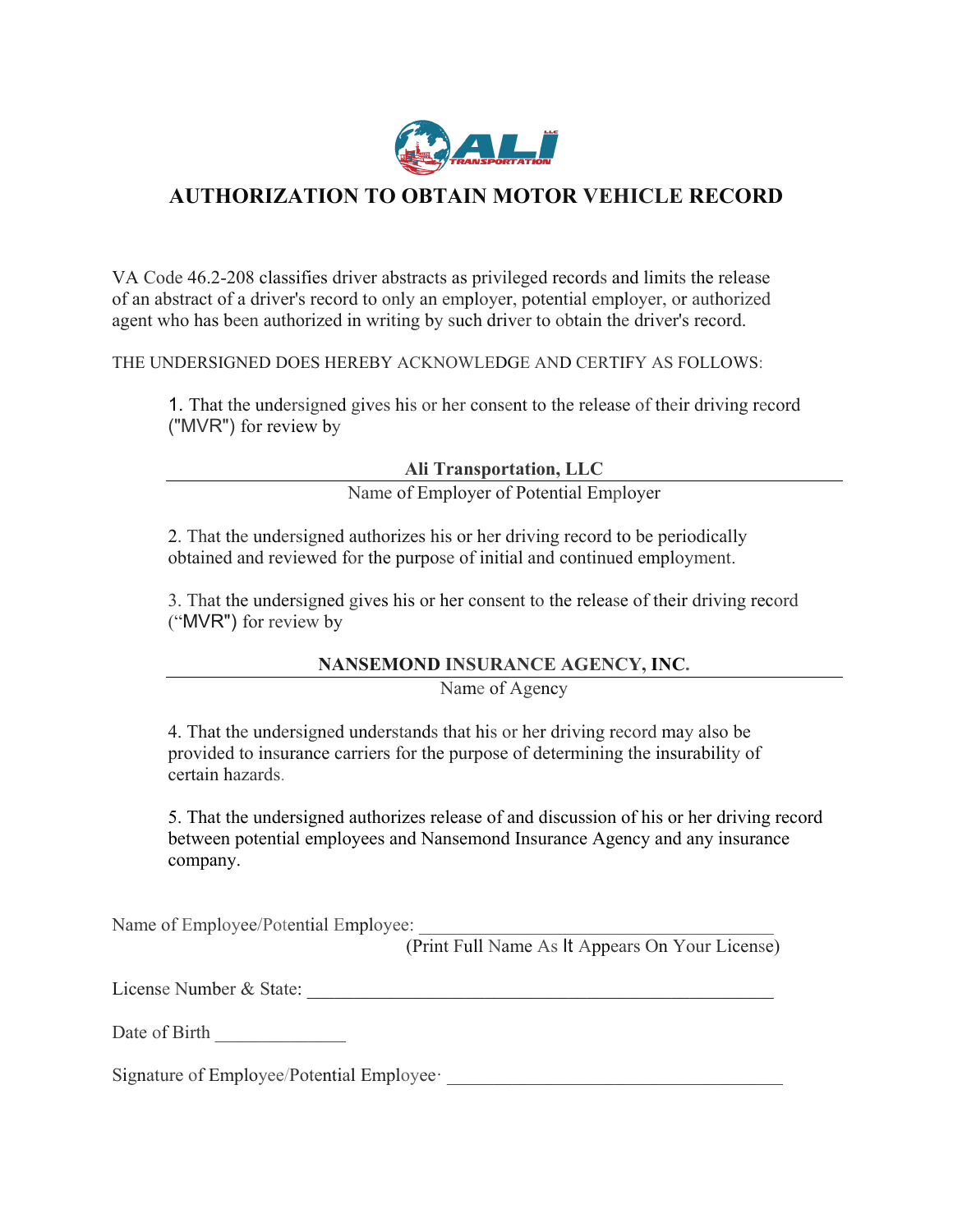# AUTHORIZATION TO OBTAIN MOTOR VEHICLE RECORD

VA Code 46.2-208 classifies driver abstracts as privileged records and limits the release of an abstract of a driver's record to only an employer, potential employer, or authorized agent who has been authorized in writing by such driver to obtain the driver's record.

THE UNDERSIGNED DOES HEREBY ACKNOWLEDGE AND CERTIFY AS FOLLOWS:

1. That the undersigned gives his or her consent to the release of their driving record ("MVR") for review by

   **Ali Transportation, LLC**
   Name of Employer of Potential Employer

2. That the undersigned authorizes his or her driving record to be periodically obtained and reviewed for the purpose of initial and continued employment.

3. That the undersigned gives his or her consent to the release of their driving record ("MVR") for review by

   **NANSEMOND INSURANCE AGENCY, INC.**
   Name of Agency

4. That the undersigned understands that his or her driving record may also be provided to insurance carriers for the purpose of determining the insurability of certain hazards.

5. That the undersigned authorizes release of and discussion of his or her driving record between potential employees and Nansemond Insurance Agency and any insurance company.

Name of Employee/Potential Employee: ______________________________________
(Print Full Name As It Appears On Your License)

License Number & State: ______________________________________________

Date of Birth ______________

Signature of Employee/Potential Employee· ________________________________